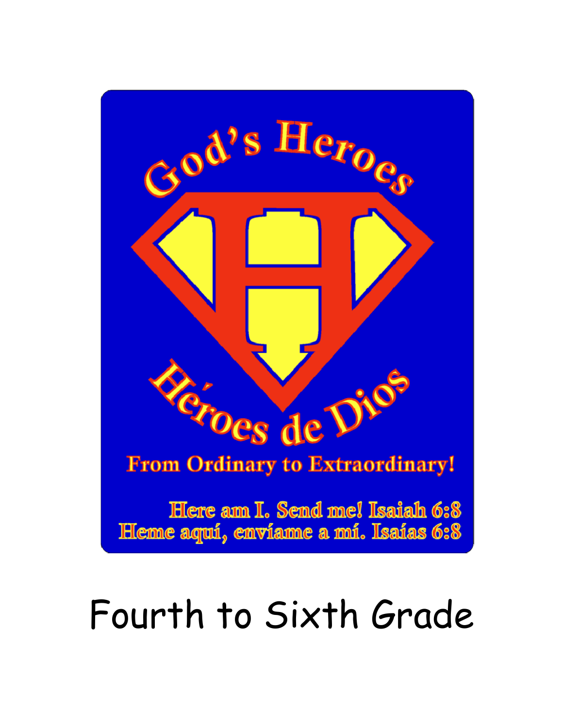# God's Heroes

# Héroes de Dios

**From Ordinary to Extraordinary!**

Here am I. Send me! Isaiah 6:8

Heme aquí, envíame a mí. Isaías 6:8

# Fourth to Sixth Grade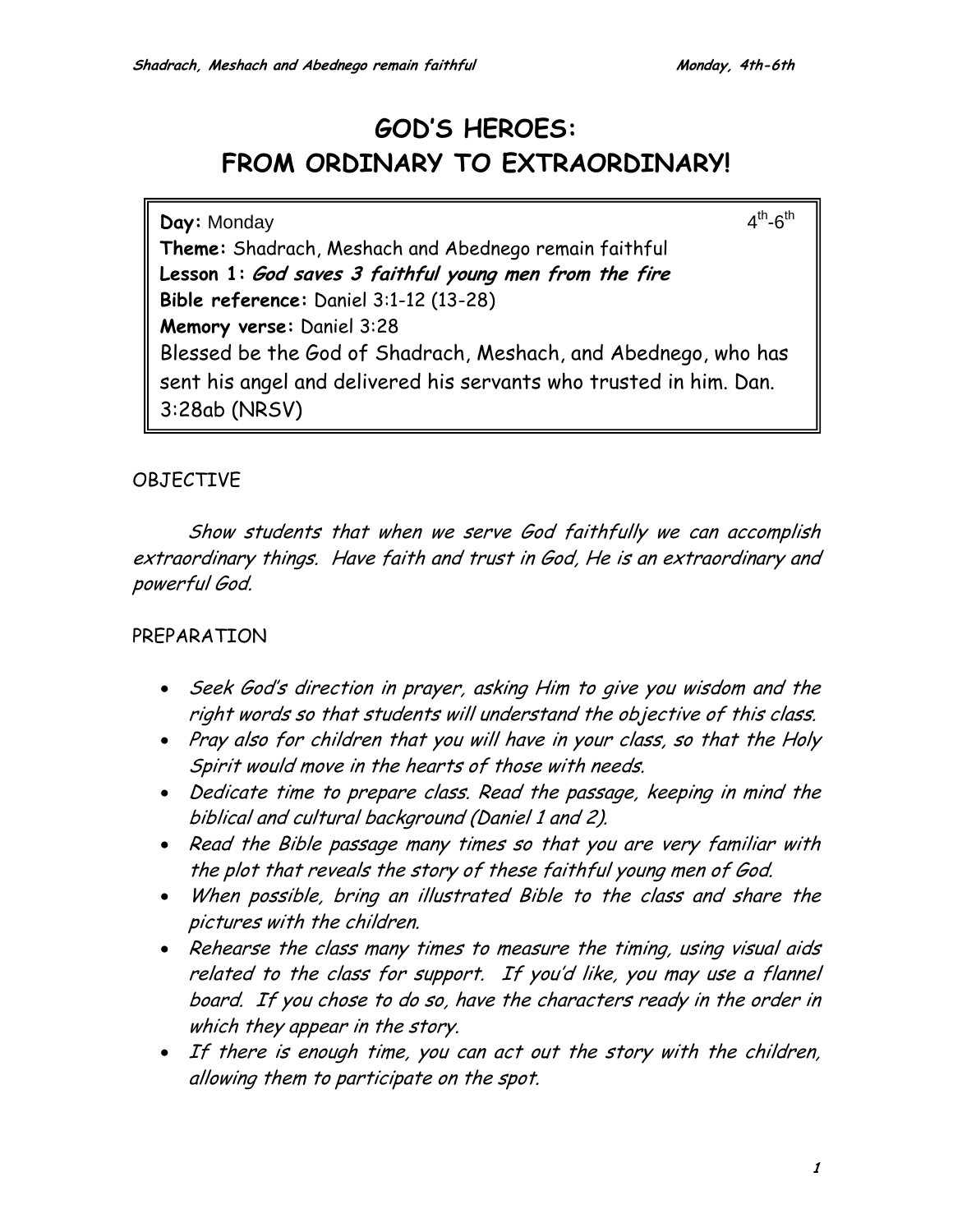# GOD'S HEROES: FROM ORDINARY TO EXTRAORDINARY!

**Day:** Monday $4^{th}$-$6^{th}$
**Theme:** Shadrach, Meshach and Abednego remain faithful
**Lesson 1:** ***God saves 3 faithful young men from the fire***
**Bible reference:** Daniel 3:1-12 (13-28)
**Memory verse:** Daniel 3:28
Blessed be the God of Shadrach, Meshach, and Abednego, who has sent his angel and delivered his servants who trusted in him. Dan. 3:28ab (NRSV)

OBJECTIVE

*Show students that when we serve God faithfully we can accomplish extraordinary things. Have faith and trust in God, He is an extraordinary and powerful God.*

PREPARATION

- *Seek God's direction in prayer, asking Him to give you wisdom and the right words so that students will understand the objective of this class.*
- *Pray also for children that you will have in your class, so that the Holy Spirit would move in the hearts of those with needs.*
- *Dedicate time to prepare class. Read the passage, keeping in mind the biblical and cultural background (Daniel 1 and 2).*
- *Read the Bible passage many times so that you are very familiar with the plot that reveals the story of these faithful young men of God.*
- *When possible, bring an illustrated Bible to the class and share the pictures with the children.*
- *Rehearse the class many times to measure the timing, using visual aids related to the class for support. If you'd like, you may use a flannel board. If you chose to do so, have the characters ready in the order in which they appear in the story.*
- *If there is enough time, you can act out the story with the children, allowing them to participate on the spot.*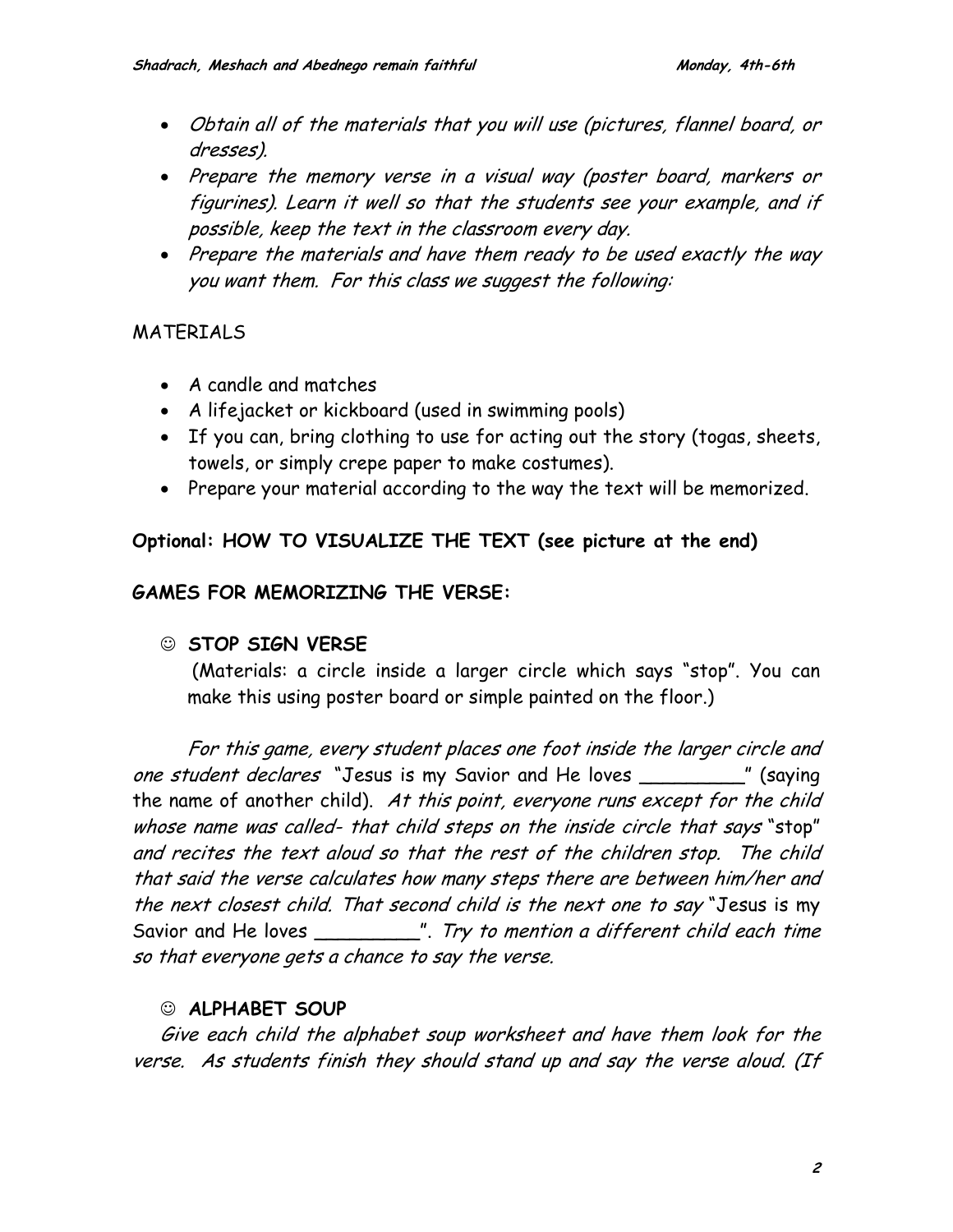- *Obtain all of the materials that you will use (pictures, flannel board, or dresses).*
- *Prepare the memory verse in a visual way (poster board, markers or figurines). Learn it well so that the students see your example, and if possible, keep the text in the classroom every day.*
- *Prepare the materials and have them ready to be used exactly the way you want them. For this class we suggest the following:*

MATERIALS

- A candle and matches
- A lifejacket or kickboard (used in swimming pools)
- If you can, bring clothing to use for acting out the story (togas, sheets, towels, or simply crepe paper to make costumes).
- Prepare your material according to the way the text will be memorized.

**Optional: HOW TO VISUALIZE THE TEXT (see picture at the end)**

**GAMES FOR MEMORIZING THE VERSE:**

☺ **STOP SIGN VERSE**

(Materials: a circle inside a larger circle which says "stop". You can make this using poster board or simple painted on the floor.)

*For this game, every student places one foot inside the larger circle and one student declares* "Jesus is my Savior and He loves _________" (saying the name of another child). *At this point, everyone runs except for the child whose name was called- that child steps on the inside circle that says* "stop" *and recites the text aloud so that the rest of the children stop. The child that said the verse calculates how many steps there are between him/her and the next closest child. That second child is the next one to say* "Jesus is my Savior and He loves _________". *Try to mention a different child each time so that everyone gets a chance to say the verse.*

☺ **ALPHABET SOUP**

*Give each child the alphabet soup worksheet and have them look for the verse. As students finish they should stand up and say the verse aloud. (If*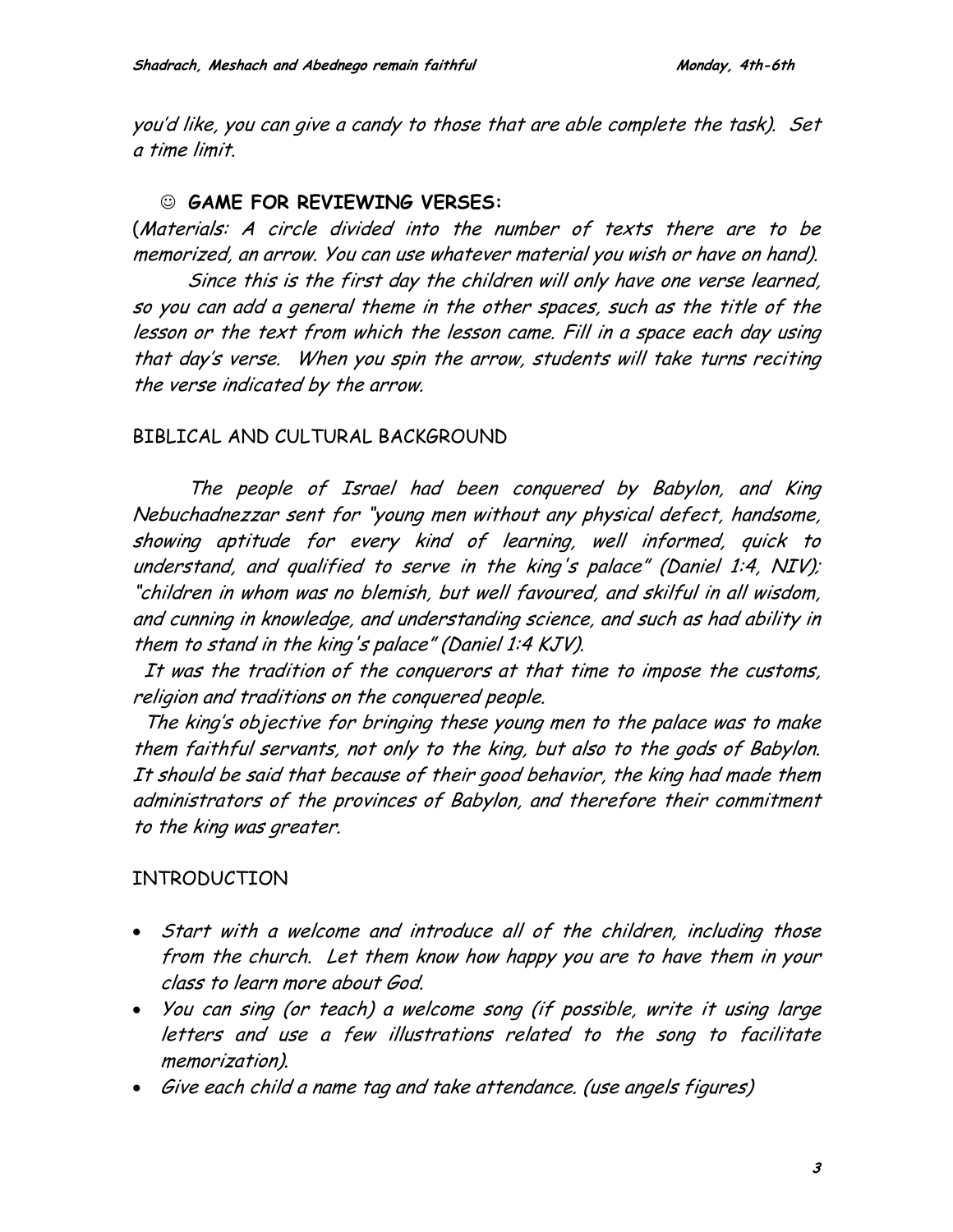*you'd like, you can give a candy to those that are able complete the task). Set a time limit.*

☺ **GAME FOR REVIEWING VERSES:**

(*Materials: A circle divided into the number of texts there are to be memorized, an arrow. You can use whatever material you wish or have on hand).*

*Since this is the first day the children will only have one verse learned, so you can add a general theme in the other spaces, such as the title of the lesson or the text from which the lesson came. Fill in a space each day using that day's verse. When you spin the arrow, students will take turns reciting the verse indicated by the arrow.*

## BIBLICAL AND CULTURAL BACKGROUND

*The people of Israel had been conquered by Babylon, and King Nebuchadnezzar sent for "young men without any physical defect, handsome, showing aptitude for every kind of learning, well informed, quick to understand, and qualified to serve in the king's palace" (Daniel 1:4, NIV); "children in whom was no blemish, but well favoured, and skilful in all wisdom, and cunning in knowledge, and understanding science, and such as had ability in them to stand in the king's palace" (Daniel 1:4 KJV).*

*It was the tradition of the conquerors at that time to impose the customs, religion and traditions on the conquered people.*

*The king's objective for bringing these young men to the palace was to make them faithful servants, not only to the king, but also to the gods of Babylon. It should be said that because of their good behavior, the king had made them administrators of the provinces of Babylon, and therefore their commitment to the king was greater.*

## INTRODUCTION

- *Start with a welcome and introduce all of the children, including those from the church. Let them know how happy you are to have them in your class to learn more about God.*
- *You can sing (or teach) a welcome song (if possible, write it using large letters and use a few illustrations related to the song to facilitate memorization).*
- *Give each child a name tag and take attendance. (use angels figures)*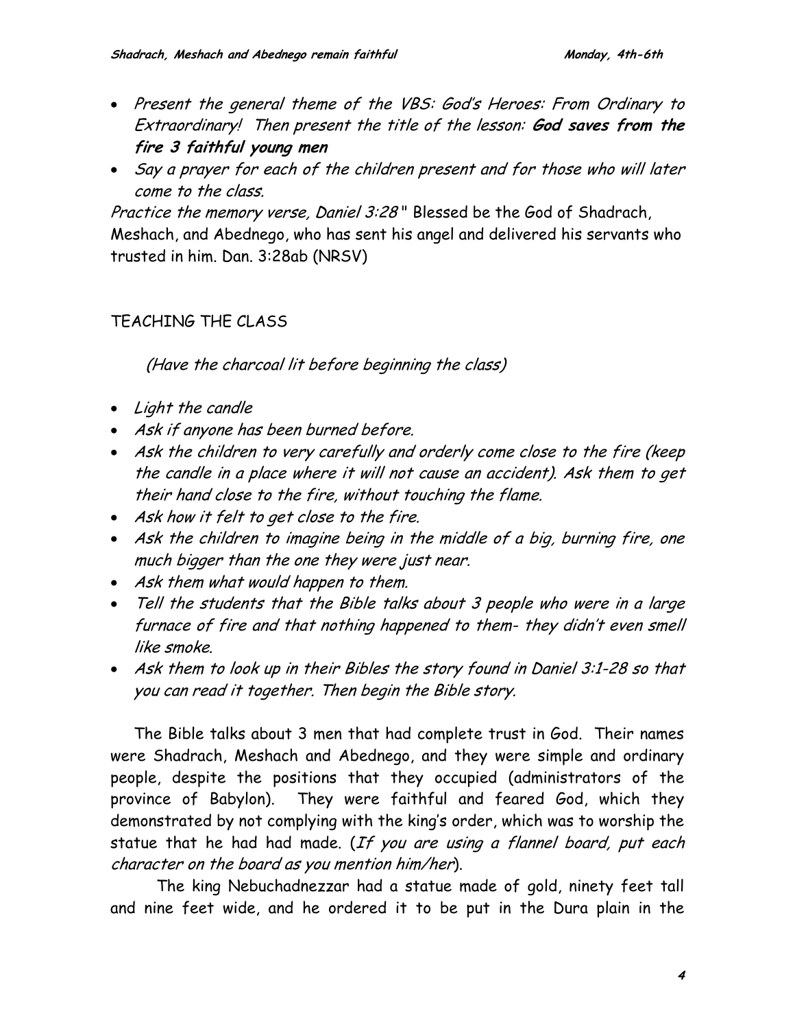- *Present the general theme of the VBS: God's Heroes: From Ordinary to Extraordinary! Then present the title of the lesson:* ***God saves from the fire 3 faithful young men***
- *Say a prayer for each of the children present and for those who will later come to the class.*

*Practice the memory verse, Daniel 3:28* " Blessed be the God of Shadrach, Meshach, and Abednego, who has sent his angel and delivered his servants who trusted in him. Dan. 3:28ab (NRSV)

TEACHING THE CLASS

*(Have the charcoal lit before beginning the class)*

- *Light the candle*
- *Ask if anyone has been burned before.*
- *Ask the children to very carefully and orderly come close to the fire (keep the candle in a place where it will not cause an accident). Ask them to get their hand close to the fire, without touching the flame.*
- *Ask how it felt to get close to the fire.*
- *Ask the children to imagine being in the middle of a big, burning fire, one much bigger than the one they were just near.*
- *Ask them what would happen to them.*
- *Tell the students that the Bible talks about 3 people who were in a large furnace of fire and that nothing happened to them- they didn't even smell like smoke.*
- *Ask them to look up in their Bibles the story found in Daniel 3:1-28 so that you can read it together. Then begin the Bible story.*

The Bible talks about 3 men that had complete trust in God. Their names were Shadrach, Meshach and Abednego, and they were simple and ordinary people, despite the positions that they occupied (administrators of the province of Babylon). They were faithful and feared God, which they demonstrated by not complying with the king's order, which was to worship the statue that he had had made. (*If you are using a flannel board, put each character on the board as you mention him/her*).

The king Nebuchadnezzar had a statue made of gold, ninety feet tall and nine feet wide, and he ordered it to be put in the Dura plain in the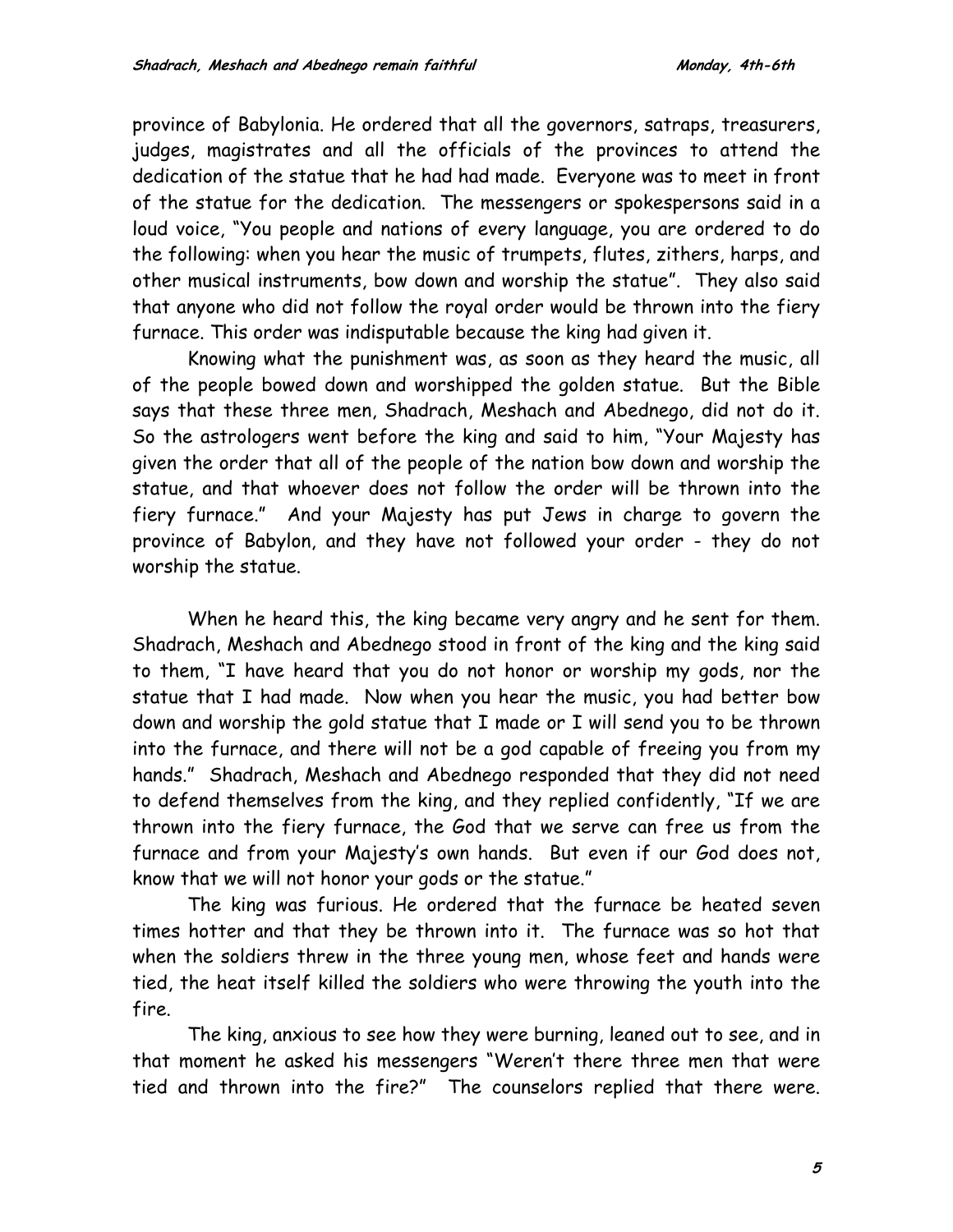province of Babylonia. He ordered that all the governors, satraps, treasurers, judges, magistrates and all the officials of the provinces to attend the dedication of the statue that he had had made. Everyone was to meet in front of the statue for the dedication. The messengers or spokespersons said in a loud voice, "You people and nations of every language, you are ordered to do the following: when you hear the music of trumpets, flutes, zithers, harps, and other musical instruments, bow down and worship the statue". They also said that anyone who did not follow the royal order would be thrown into the fiery furnace. This order was indisputable because the king had given it.

Knowing what the punishment was, as soon as they heard the music, all of the people bowed down and worshipped the golden statue. But the Bible says that these three men, Shadrach, Meshach and Abednego, did not do it. So the astrologers went before the king and said to him, "Your Majesty has given the order that all of the people of the nation bow down and worship the statue, and that whoever does not follow the order will be thrown into the fiery furnace." And your Majesty has put Jews in charge to govern the province of Babylon, and they have not followed your order - they do not worship the statue.

When he heard this, the king became very angry and he sent for them. Shadrach, Meshach and Abednego stood in front of the king and the king said to them, "I have heard that you do not honor or worship my gods, nor the statue that I had made. Now when you hear the music, you had better bow down and worship the gold statue that I made or I will send you to be thrown into the furnace, and there will not be a god capable of freeing you from my hands." Shadrach, Meshach and Abednego responded that they did not need to defend themselves from the king, and they replied confidently, "If we are thrown into the fiery furnace, the God that we serve can free us from the furnace and from your Majesty's own hands. But even if our God does not, know that we will not honor your gods or the statue."

The king was furious. He ordered that the furnace be heated seven times hotter and that they be thrown into it. The furnace was so hot that when the soldiers threw in the three young men, whose feet and hands were tied, the heat itself killed the soldiers who were throwing the youth into the fire.

The king, anxious to see how they were burning, leaned out to see, and in that moment he asked his messengers "Weren't there three men that were tied and thrown into the fire?" The counselors replied that there were.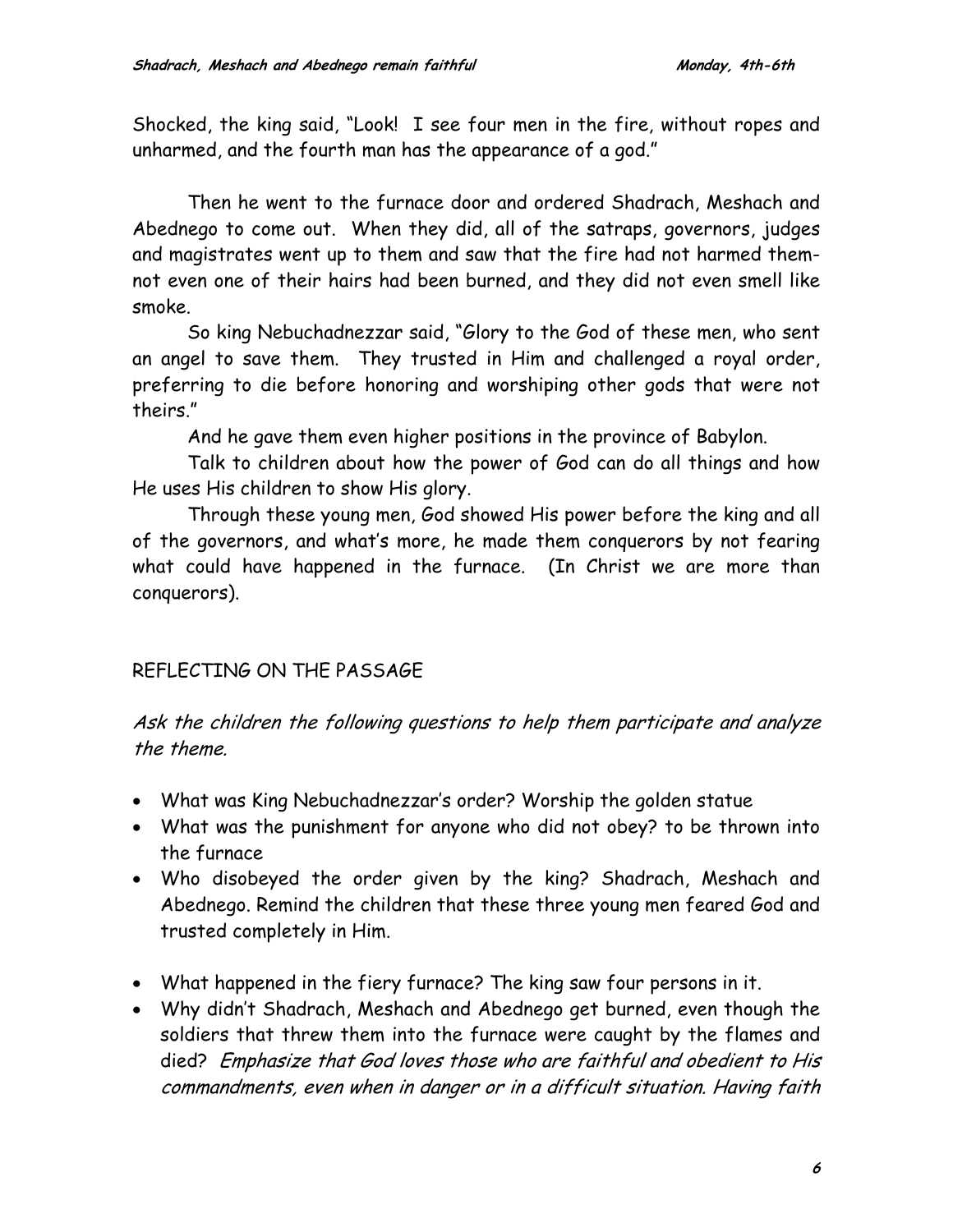Shocked, the king said, "Look! I see four men in the fire, without ropes and unharmed, and the fourth man has the appearance of a god."

Then he went to the furnace door and ordered Shadrach, Meshach and Abednego to come out. When they did, all of the satraps, governors, judges and magistrates went up to them and saw that the fire had not harmed them- not even one of their hairs had been burned, and they did not even smell like smoke.

So king Nebuchadnezzar said, "Glory to the God of these men, who sent an angel to save them. They trusted in Him and challenged a royal order, preferring to die before honoring and worshiping other gods that were not theirs."

And he gave them even higher positions in the province of Babylon.

Talk to children about how the power of God can do all things and how He uses His children to show His glory.

Through these young men, God showed His power before the king and all of the governors, and what's more, he made them conquerors by not fearing what could have happened in the furnace. (In Christ we are more than conquerors).

## REFLECTING ON THE PASSAGE

*Ask the children the following questions to help them participate and analyze the theme.*

- What was King Nebuchadnezzar's order? Worship the golden statue
- What was the punishment for anyone who did not obey? to be thrown into the furnace
- Who disobeyed the order given by the king? Shadrach, Meshach and Abednego. Remind the children that these three young men feared God and trusted completely in Him.
- What happened in the fiery furnace? The king saw four persons in it.
- Why didn't Shadrach, Meshach and Abednego get burned, even though the soldiers that threw them into the furnace were caught by the flames and died? *Emphasize that God loves those who are faithful and obedient to His commandments, even when in danger or in a difficult situation. Having faith*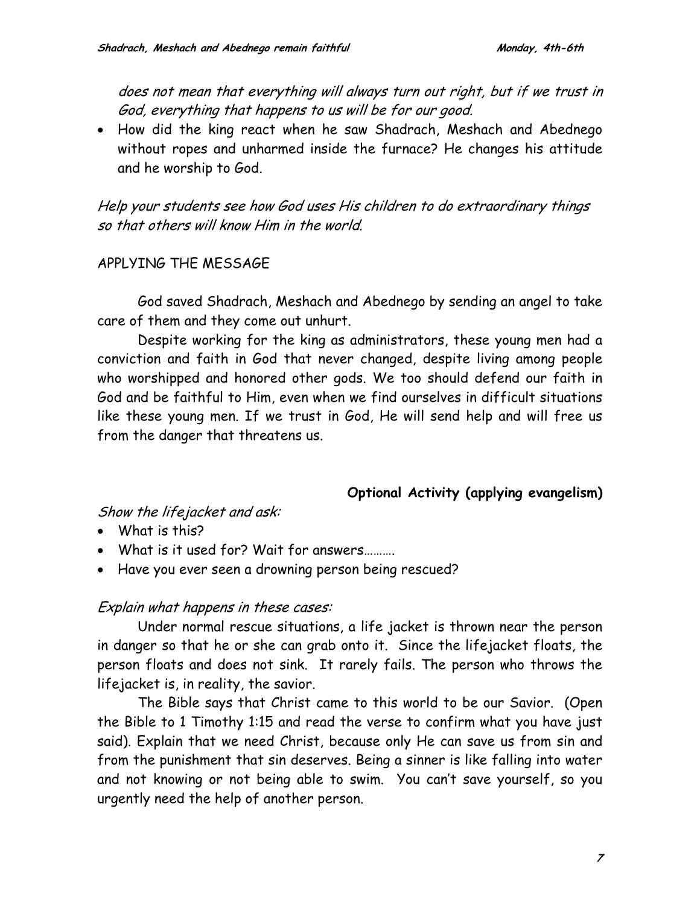*does not mean that everything will always turn out right, but if we trust in God, everything that happens to us will be for our good.*

- How did the king react when he saw Shadrach, Meshach and Abednego without ropes and unharmed inside the furnace? He changes his attitude and he worship to God.

*Help your students see how God uses His children to do extraordinary things so that others will know Him in the world.*

APPLYING THE MESSAGE

God saved Shadrach, Meshach and Abednego by sending an angel to take care of them and they come out unhurt.

Despite working for the king as administrators, these young men had a conviction and faith in God that never changed, despite living among people who worshipped and honored other gods. We too should defend our faith in God and be faithful to Him, even when we find ourselves in difficult situations like these young men. If we trust in God, He will send help and will free us from the danger that threatens us.

**Optional Activity (applying evangelism)**

*Show the lifejacket and ask:*

- What is this?
- What is it used for? Wait for answers……….
- Have you ever seen a drowning person being rescued?

*Explain what happens in these cases:*

Under normal rescue situations, a life jacket is thrown near the person in danger so that he or she can grab onto it. Since the lifejacket floats, the person floats and does not sink. It rarely fails. The person who throws the lifejacket is, in reality, the savior.

The Bible says that Christ came to this world to be our Savior. (Open the Bible to 1 Timothy 1:15 and read the verse to confirm what you have just said). Explain that we need Christ, because only He can save us from sin and from the punishment that sin deserves. Being a sinner is like falling into water and not knowing or not being able to swim. You can't save yourself, so you urgently need the help of another person.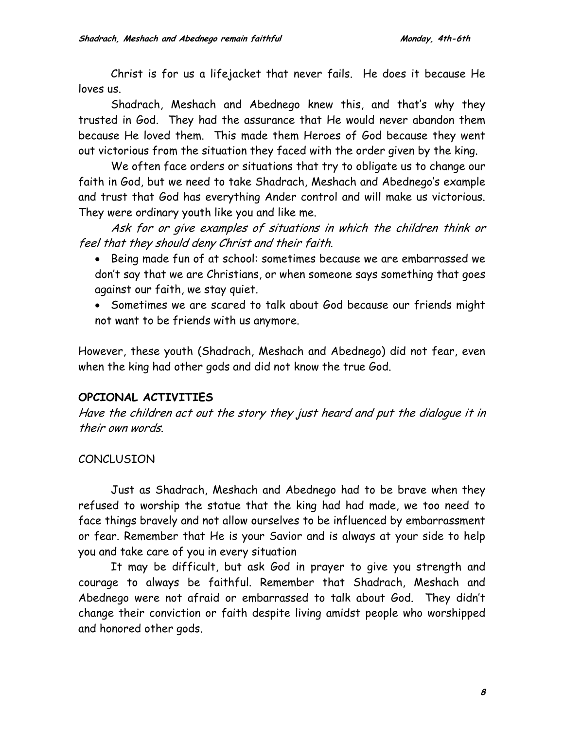Christ is for us a lifejacket that never fails. He does it because He loves us.

Shadrach, Meshach and Abednego knew this, and that's why they trusted in God. They had the assurance that He would never abandon them because He loved them. This made them Heroes of God because they went out victorious from the situation they faced with the order given by the king.

We often face orders or situations that try to obligate us to change our faith in God, but we need to take Shadrach, Meshach and Abednego's example and trust that God has everything Ander control and will make us victorious. They were ordinary youth like you and like me.

*Ask for or give examples of situations in which the children think or feel that they should deny Christ and their faith.*

- Being made fun of at school: sometimes because we are embarrassed we don't say that we are Christians, or when someone says something that goes against our faith, we stay quiet.
- Sometimes we are scared to talk about God because our friends might not want to be friends with us anymore.

However, these youth (Shadrach, Meshach and Abednego) did not fear, even when the king had other gods and did not know the true God.

**OPCIONAL ACTIVITIES**

*Have the children act out the story they just heard and put the dialogue it in their own words.*

CONCLUSION

Just as Shadrach, Meshach and Abednego had to be brave when they refused to worship the statue that the king had had made, we too need to face things bravely and not allow ourselves to be influenced by embarrassment or fear. Remember that He is your Savior and is always at your side to help you and take care of you in every situation

It may be difficult, but ask God in prayer to give you strength and courage to always be faithful. Remember that Shadrach, Meshach and Abednego were not afraid or embarrassed to talk about God. They didn't change their conviction or faith despite living amidst people who worshipped and honored other gods.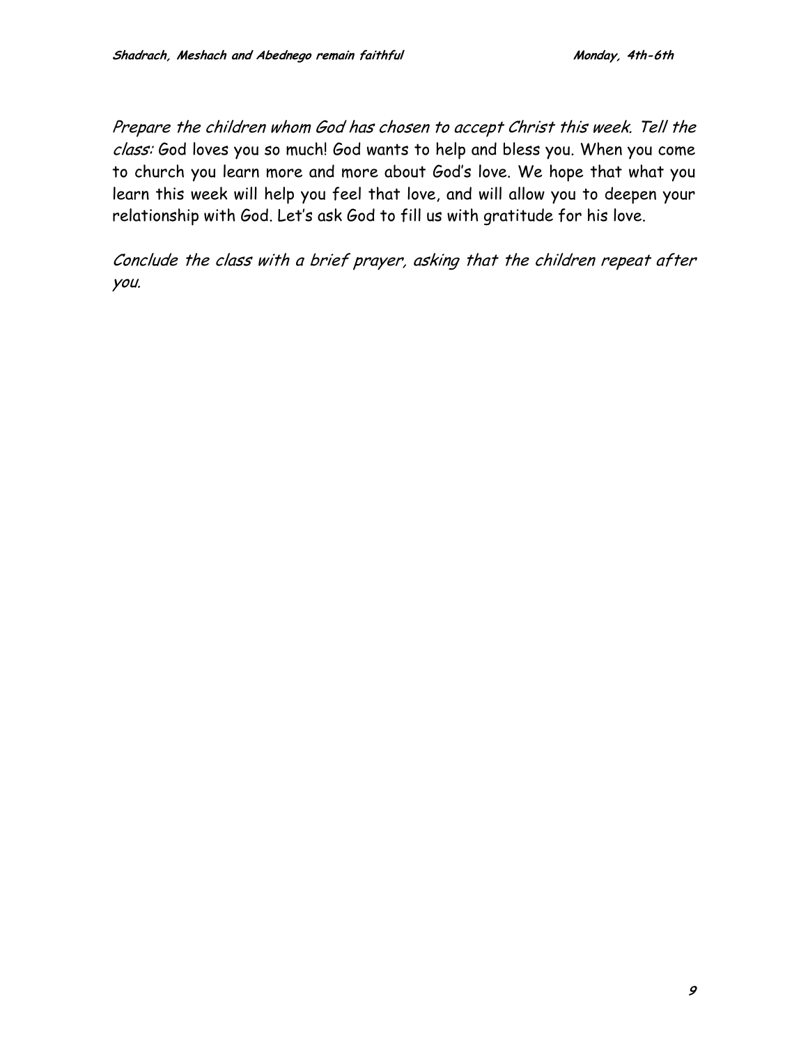*Prepare the children whom God has chosen to accept Christ this week. Tell the class:* God loves you so much! God wants to help and bless you. When you come to church you learn more and more about God's love. We hope that what you learn this week will help you feel that love, and will allow you to deepen your relationship with God. Let's ask God to fill us with gratitude for his love.

*Conclude the class with a brief prayer, asking that the children repeat after you.*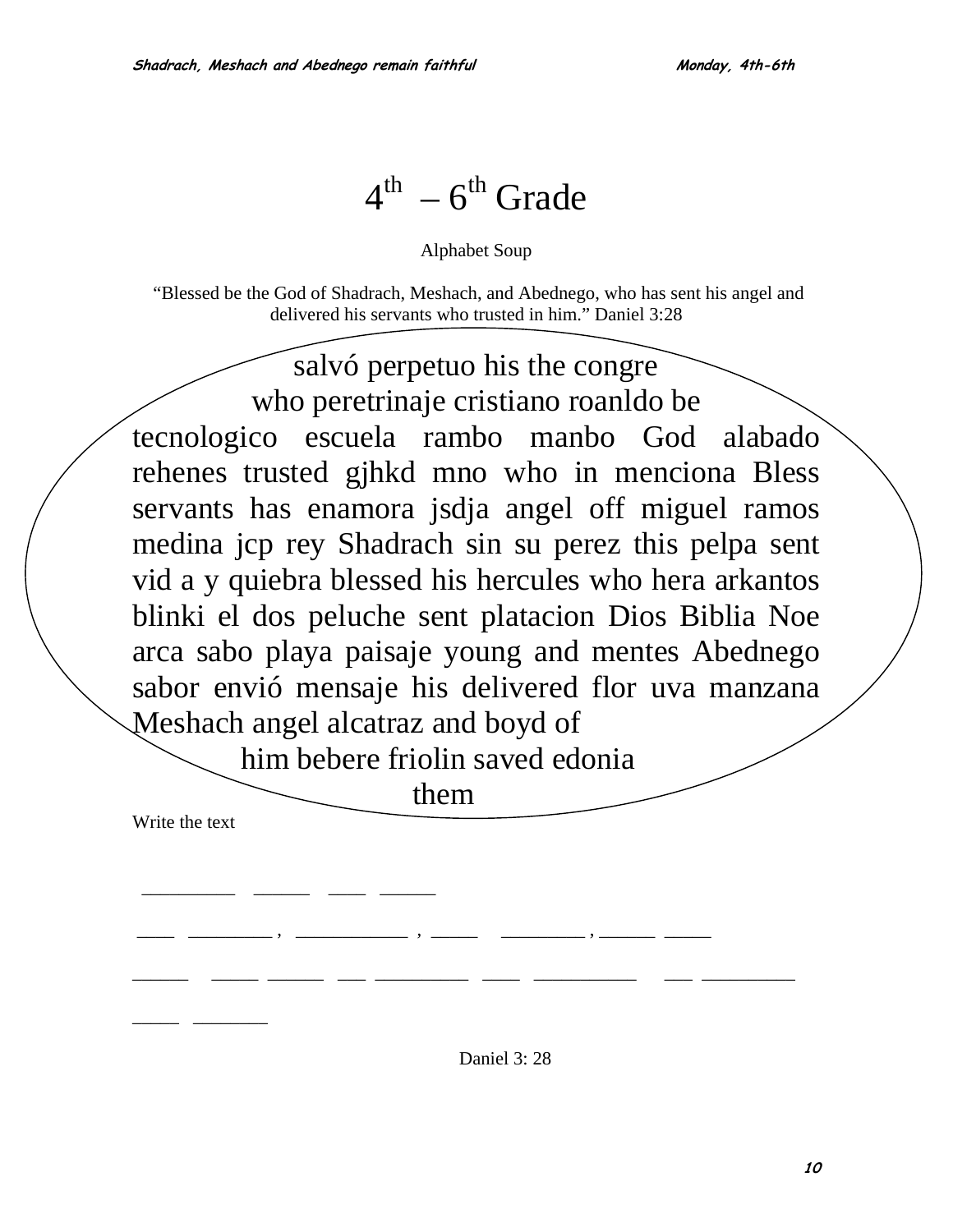# 4th – 6th Grade

Alphabet Soup

"Blessed be the God of Shadrach, Meshach, and Abednego, who has sent his angel and delivered his servants who trusted in him." Daniel 3:28

salvó perpetuo his the congre
who peretrinaje cristiano roanldo be
tecnologico escuela rambo manbo God alabado rehenes trusted gjhkd mno who in menciona Bless servants has enamora jsdja angel off miguel ramos medina jcp rey Shadrach sin su perez this pelpa sent vid a y quiebra blessed his hercules who hera arkantos blinki el dos peluche sent platacion Dios Biblia Noe arca sabo playa paisaje young and mentes Abednego sabor envió mensaje his delivered flor uva manzana Meshach angel alcatraz and boyd of
him bebere friolin saved edonia
them

Write the text

________ _____ ___ _____

___ ________ , __________ , ____ ________ , _____ _____

_____ ____ _____ ___ _________ ____ _________ ___ _________

____ _______

Daniel 3: 28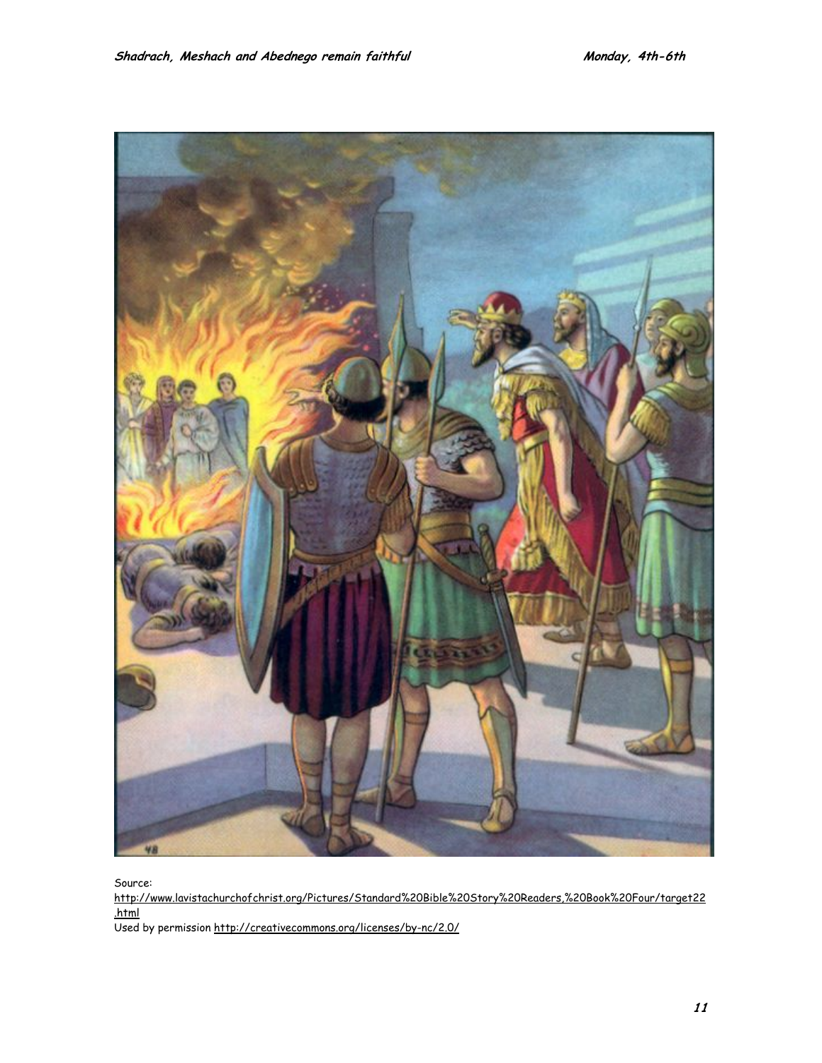Source:
http://www.lavistachurchofchrist.org/Pictures/Standard%20Bible%20Story%20Readers,%20Book%20Four/target22.html
Used by permission http://creativecommons.org/licenses/by-nc/2.0/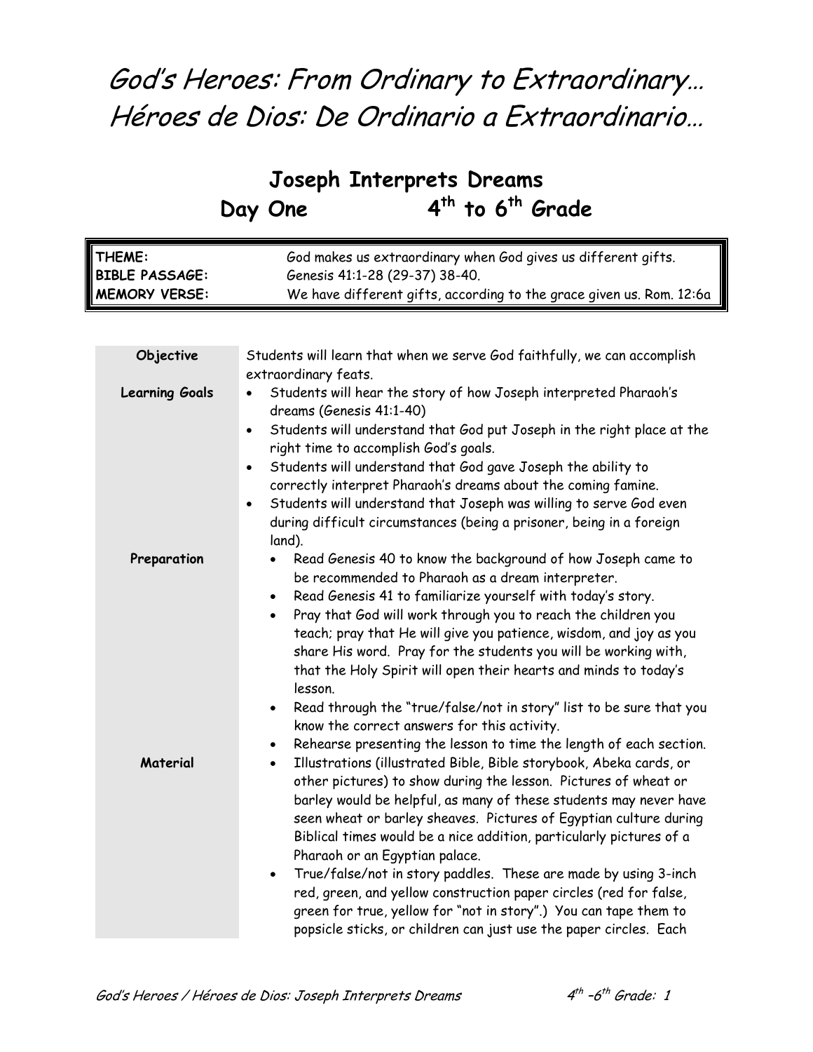# *God's Heroes: From Ordinary to Extraordinary…*
# *Héroes de Dios: De Ordinario a Extraordinario…*

## Joseph Interprets Dreams
## Day One 4th to 6th Grade

| | |
|---|---|
| **THEME:** | God makes us extraordinary when God gives us different gifts. |
| **BIBLE PASSAGE:** | Genesis 41:1-28 (29-37) 38-40. |
| **MEMORY VERSE:** | We have different gifts, according to the grace given us. Rom. 12:6a |

| | |
|---|---|
| **Objective** | Students will learn that when we serve God faithfully, we can accomplish extraordinary feats. |
| **Learning Goals** | • Students will hear the story of how Joseph interpreted Pharaoh's dreams (Genesis 41:1-40)<br>• Students will understand that God put Joseph in the right place at the right time to accomplish God's goals.<br>• Students will understand that God gave Joseph the ability to correctly interpret Pharaoh's dreams about the coming famine.<br>• Students will understand that Joseph was willing to serve God even during difficult circumstances (being a prisoner, being in a foreign land). |
| **Preparation** | • Read Genesis 40 to know the background of how Joseph came to be recommended to Pharaoh as a dream interpreter.<br>• Read Genesis 41 to familiarize yourself with today's story.<br>• Pray that God will work through you to reach the children you teach; pray that He will give you patience, wisdom, and joy as you share His word. Pray for the students you will be working with, that the Holy Spirit will open their hearts and minds to today's lesson.<br>• Read through the "true/false/not in story" list to be sure that you know the correct answers for this activity.<br>• Rehearse presenting the lesson to time the length of each section. |
| **Material** | • Illustrations (illustrated Bible, Bible storybook, Abeka cards, or other pictures) to show during the lesson. Pictures of wheat or barley would be helpful, as many of these students may never have seen wheat or barley sheaves. Pictures of Egyptian culture during Biblical times would be a nice addition, particularly pictures of a Pharaoh or an Egyptian palace.<br>• True/false/not in story paddles. These are made by using 3-inch red, green, and yellow construction paper circles (red for false, green for true, yellow for "not in story".) You can tape them to popsicle sticks, or children can just use the paper circles. Each |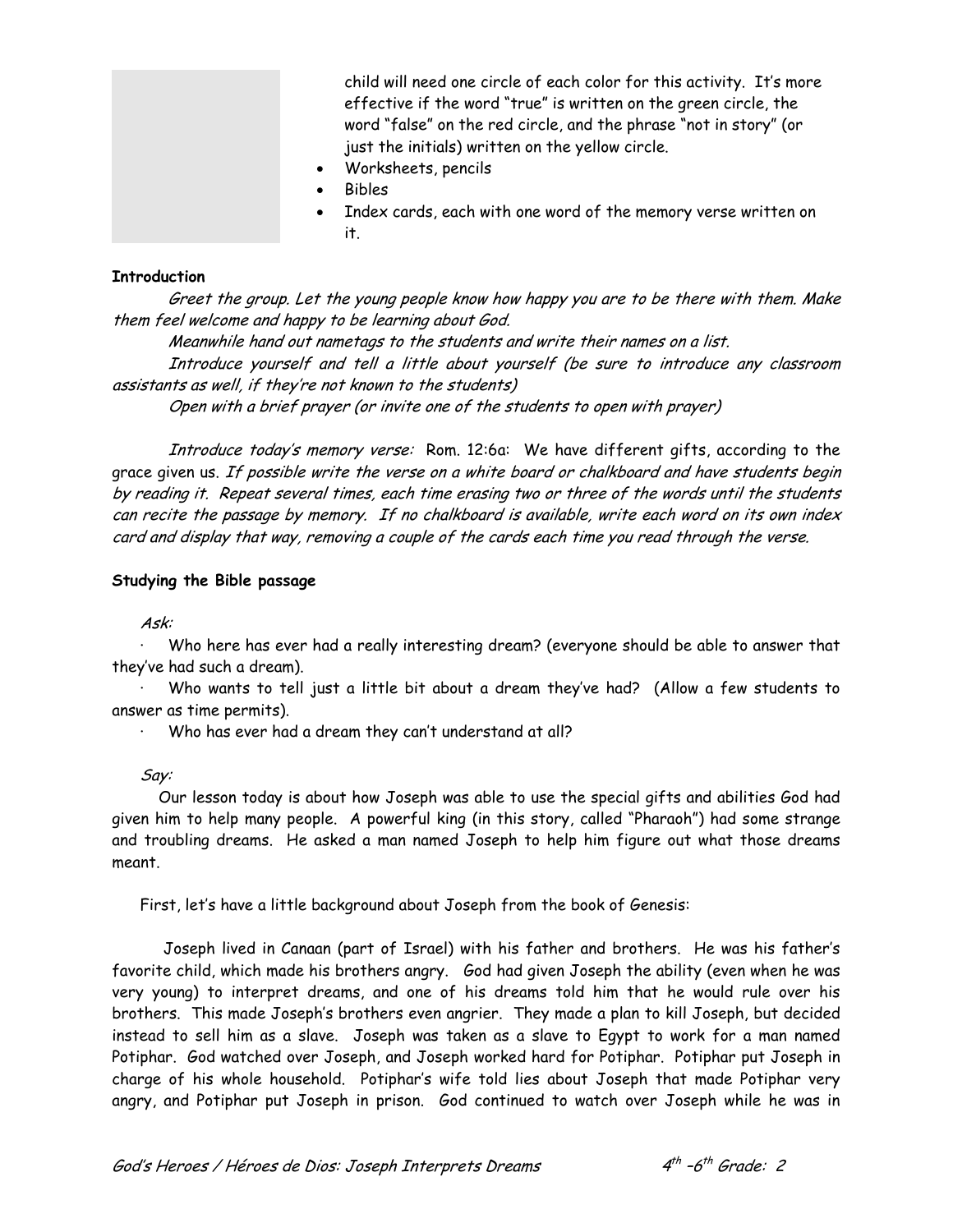child will need one circle of each color for this activity. It's more effective if the word "true" is written on the green circle, the word "false" on the red circle, and the phrase "not in story" (or just the initials) written on the yellow circle.

- Worksheets, pencils
- Bibles
- Index cards, each with one word of the memory verse written on it.

**Introduction**

*Greet the group. Let the young people know how happy you are to be there with them. Make them feel welcome and happy to be learning about God.*

*Meanwhile hand out nametags to the students and write their names on a list.*

*Introduce yourself and tell a little about yourself (be sure to introduce any classroom assistants as well, if they're not known to the students)*

*Open with a brief prayer (or invite one of the students to open with prayer)*

*Introduce today's memory verse:* Rom. 12:6a: We have different gifts, according to the grace given us. *If possible write the verse on a white board or chalkboard and have students begin by reading it. Repeat several times, each time erasing two or three of the words until the students can recite the passage by memory. If no chalkboard is available, write each word on its own index card and display that way, removing a couple of the cards each time you read through the verse.*

**Studying the Bible passage**

*Ask:*

- Who here has ever had a really interesting dream? (everyone should be able to answer that they've had such a dream).
- Who wants to tell just a little bit about a dream they've had? (Allow a few students to answer as time permits).
- Who has ever had a dream they can't understand at all?

*Say:*

Our lesson today is about how Joseph was able to use the special gifts and abilities God had given him to help many people. A powerful king (in this story, called "Pharaoh") had some strange and troubling dreams. He asked a man named Joseph to help him figure out what those dreams meant.

First, let's have a little background about Joseph from the book of Genesis:

Joseph lived in Canaan (part of Israel) with his father and brothers. He was his father's favorite child, which made his brothers angry. God had given Joseph the ability (even when he was very young) to interpret dreams, and one of his dreams told him that he would rule over his brothers. This made Joseph's brothers even angrier. They made a plan to kill Joseph, but decided instead to sell him as a slave. Joseph was taken as a slave to Egypt to work for a man named Potiphar. God watched over Joseph, and Joseph worked hard for Potiphar. Potiphar put Joseph in charge of his whole household. Potiphar's wife told lies about Joseph that made Potiphar very angry, and Potiphar put Joseph in prison. God continued to watch over Joseph while he was in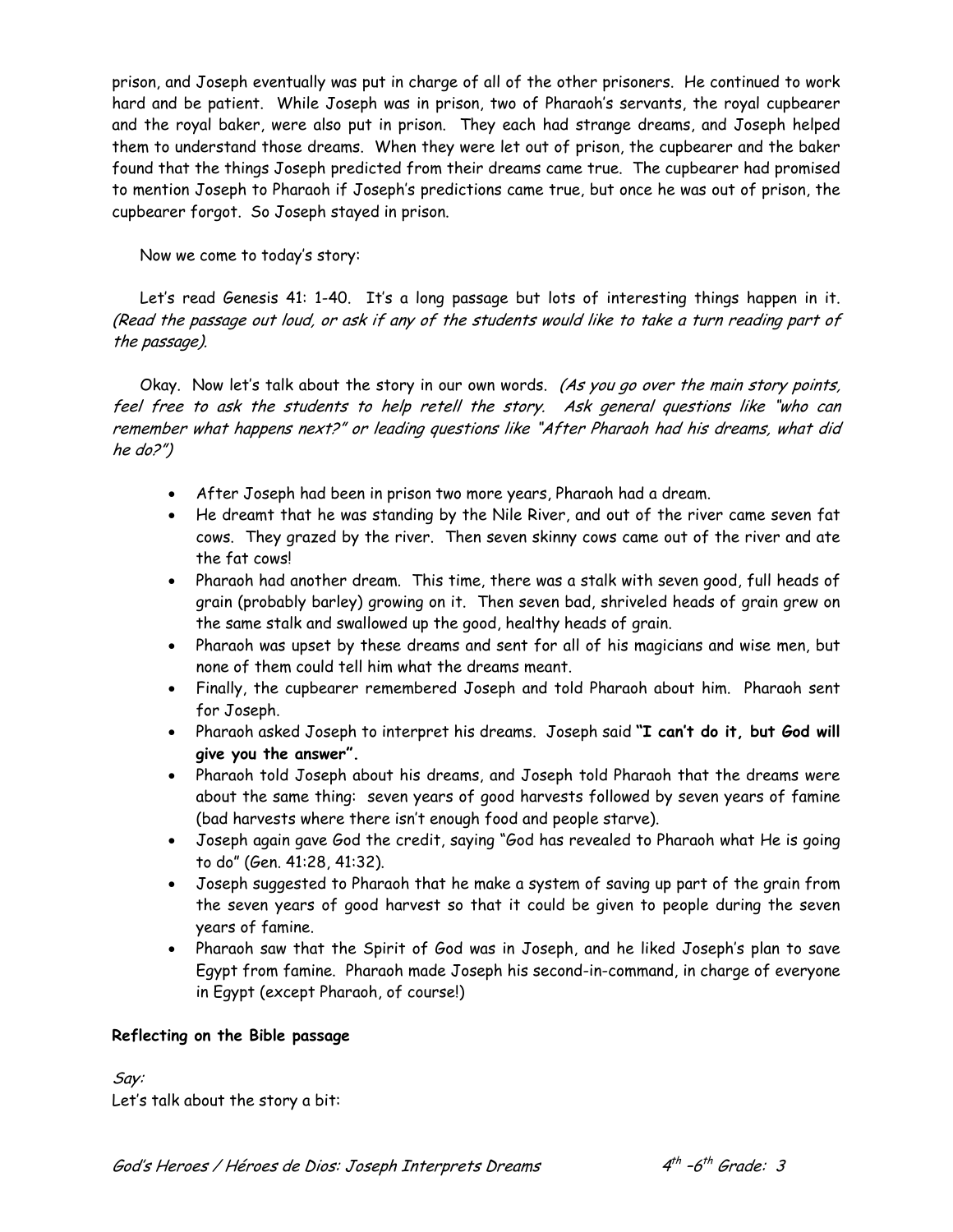prison, and Joseph eventually was put in charge of all of the other prisoners. He continued to work hard and be patient. While Joseph was in prison, two of Pharaoh's servants, the royal cupbearer and the royal baker, were also put in prison. They each had strange dreams, and Joseph helped them to understand those dreams. When they were let out of prison, the cupbearer and the baker found that the things Joseph predicted from their dreams came true. The cupbearer had promised to mention Joseph to Pharaoh if Joseph's predictions came true, but once he was out of prison, the cupbearer forgot. So Joseph stayed in prison.

Now we come to today's story:

Let's read Genesis 41: 1-40. It's a long passage but lots of interesting things happen in it. *(Read the passage out loud, or ask if any of the students would like to take a turn reading part of the passage).*

Okay. Now let's talk about the story in our own words. *(As you go over the main story points, feel free to ask the students to help retell the story. Ask general questions like "who can remember what happens next?" or leading questions like "After Pharaoh had his dreams, what did he do?")*

- After Joseph had been in prison two more years, Pharaoh had a dream.
- He dreamt that he was standing by the Nile River, and out of the river came seven fat cows. They grazed by the river. Then seven skinny cows came out of the river and ate the fat cows!
- Pharaoh had another dream. This time, there was a stalk with seven good, full heads of grain (probably barley) growing on it. Then seven bad, shriveled heads of grain grew on the same stalk and swallowed up the good, healthy heads of grain.
- Pharaoh was upset by these dreams and sent for all of his magicians and wise men, but none of them could tell him what the dreams meant.
- Finally, the cupbearer remembered Joseph and told Pharaoh about him. Pharaoh sent for Joseph.
- Pharaoh asked Joseph to interpret his dreams. Joseph said **"I can't do it, but God will give you the answer".**
- Pharaoh told Joseph about his dreams, and Joseph told Pharaoh that the dreams were about the same thing: seven years of good harvests followed by seven years of famine (bad harvests where there isn't enough food and people starve).
- Joseph again gave God the credit, saying "God has revealed to Pharaoh what He is going to do" (Gen. 41:28, 41:32).
- Joseph suggested to Pharaoh that he make a system of saving up part of the grain from the seven years of good harvest so that it could be given to people during the seven years of famine.
- Pharaoh saw that the Spirit of God was in Joseph, and he liked Joseph's plan to save Egypt from famine. Pharaoh made Joseph his second-in-command, in charge of everyone in Egypt (except Pharaoh, of course!)

**Reflecting on the Bible passage**

*Say:*
Let's talk about the story a bit: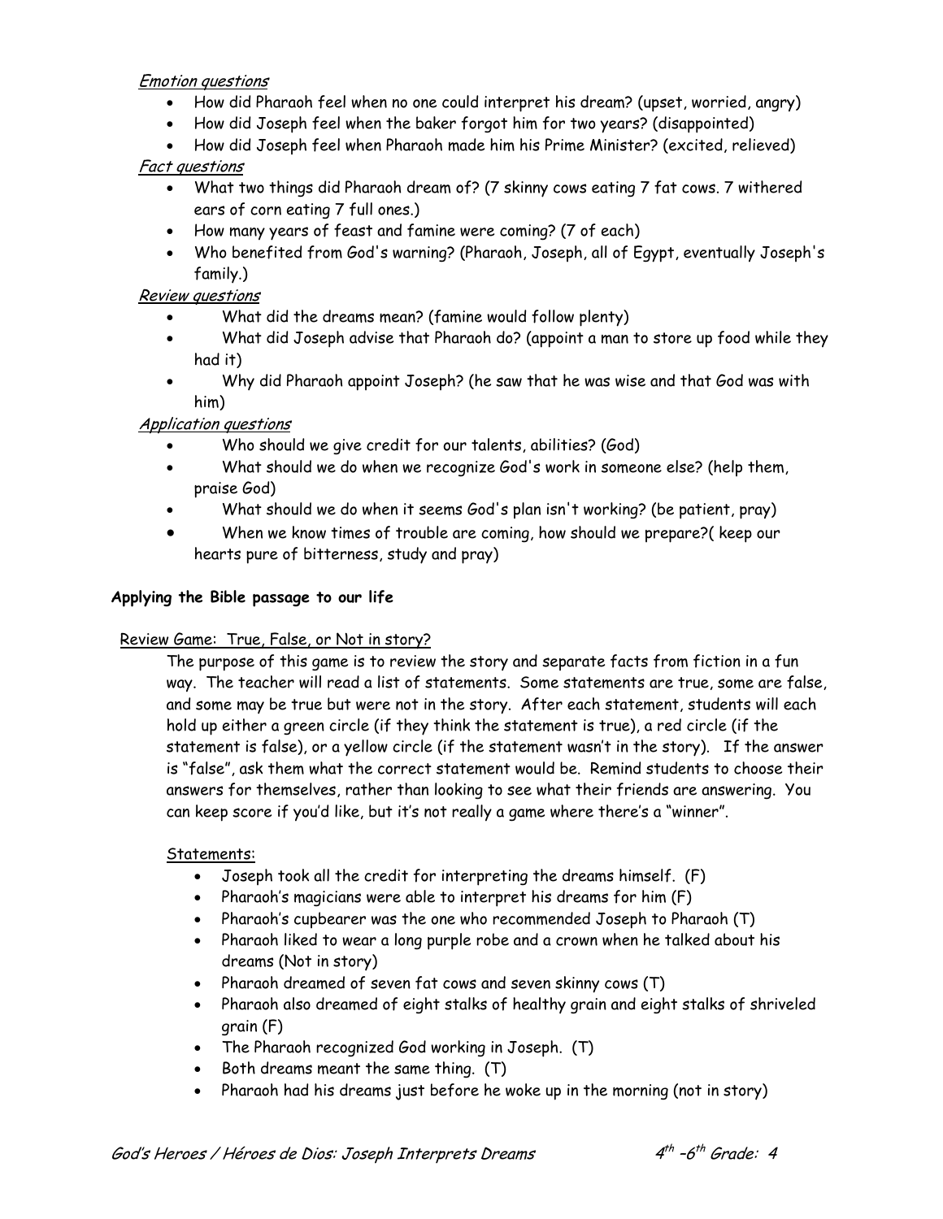*Emotion questions*

- How did Pharaoh feel when no one could interpret his dream? (upset, worried, angry)
- How did Joseph feel when the baker forgot him for two years? (disappointed)
- How did Joseph feel when Pharaoh made him his Prime Minister? (excited, relieved)

*Fact questions*

- What two things did Pharaoh dream of? (7 skinny cows eating 7 fat cows. 7 withered ears of corn eating 7 full ones.)
- How many years of feast and famine were coming? (7 of each)
- Who benefited from God's warning? (Pharaoh, Joseph, all of Egypt, eventually Joseph's family.)

*Review questions*

- What did the dreams mean? (famine would follow plenty)
- What did Joseph advise that Pharaoh do? (appoint a man to store up food while they had it)
- Why did Pharaoh appoint Joseph? (he saw that he was wise and that God was with him)

*Application questions*

- Who should we give credit for our talents, abilities? (God)
- What should we do when we recognize God's work in someone else? (help them, praise God)
- What should we do when it seems God's plan isn't working? (be patient, pray)
- When we know times of trouble are coming, how should we prepare?( keep our hearts pure of bitterness, study and pray)

**Applying the Bible passage to our life**

Review Game: True, False, or Not in story?

The purpose of this game is to review the story and separate facts from fiction in a fun way. The teacher will read a list of statements. Some statements are true, some are false, and some may be true but were not in the story. After each statement, students will each hold up either a green circle (if they think the statement is true), a red circle (if the statement is false), or a yellow circle (if the statement wasn't in the story). If the answer is "false", ask them what the correct statement would be. Remind students to choose their answers for themselves, rather than looking to see what their friends are answering. You can keep score if you'd like, but it's not really a game where there's a "winner".

Statements:

- Joseph took all the credit for interpreting the dreams himself. (F)
- Pharaoh's magicians were able to interpret his dreams for him (F)
- Pharaoh's cupbearer was the one who recommended Joseph to Pharaoh (T)
- Pharaoh liked to wear a long purple robe and a crown when he talked about his dreams (Not in story)
- Pharaoh dreamed of seven fat cows and seven skinny cows (T)
- Pharaoh also dreamed of eight stalks of healthy grain and eight stalks of shriveled grain (F)
- The Pharaoh recognized God working in Joseph. (T)
- Both dreams meant the same thing. (T)
- Pharaoh had his dreams just before he woke up in the morning (not in story)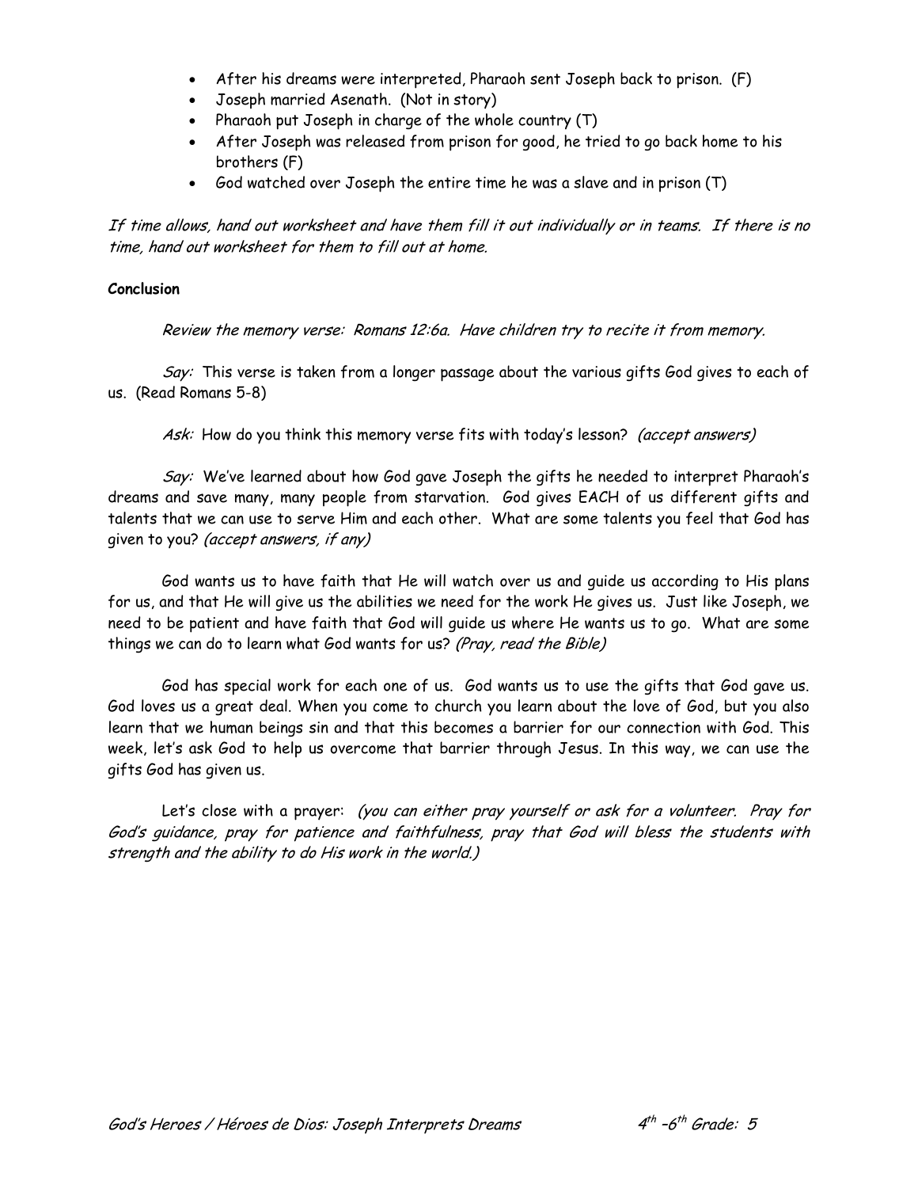- After his dreams were interpreted, Pharaoh sent Joseph back to prison. (F)
- Joseph married Asenath. (Not in story)
- Pharaoh put Joseph in charge of the whole country (T)
- After Joseph was released from prison for good, he tried to go back home to his brothers (F)
- God watched over Joseph the entire time he was a slave and in prison (T)

*If time allows, hand out worksheet and have them fill it out individually or in teams. If there is no time, hand out worksheet for them to fill out at home.*

**Conclusion**

*Review the memory verse: Romans 12:6a. Have children try to recite it from memory.*

*Say:* This verse is taken from a longer passage about the various gifts God gives to each of us. (Read Romans 5-8)

*Ask:* How do you think this memory verse fits with today's lesson? *(accept answers)*

*Say:* We've learned about how God gave Joseph the gifts he needed to interpret Pharaoh's dreams and save many, many people from starvation. God gives EACH of us different gifts and talents that we can use to serve Him and each other. What are some talents you feel that God has given to you? *(accept answers, if any)*

God wants us to have faith that He will watch over us and guide us according to His plans for us, and that He will give us the abilities we need for the work He gives us. Just like Joseph, we need to be patient and have faith that God will guide us where He wants us to go. What are some things we can do to learn what God wants for us? *(Pray, read the Bible)*

God has special work for each one of us. God wants us to use the gifts that God gave us. God loves us a great deal. When you come to church you learn about the love of God, but you also learn that we human beings sin and that this becomes a barrier for our connection with God. This week, let's ask God to help us overcome that barrier through Jesus. In this way, we can use the gifts God has given us.

Let's close with a prayer: *(you can either pray yourself or ask for a volunteer. Pray for God's guidance, pray for patience and faithfulness, pray that God will bless the students with strength and the ability to do His work in the world.)*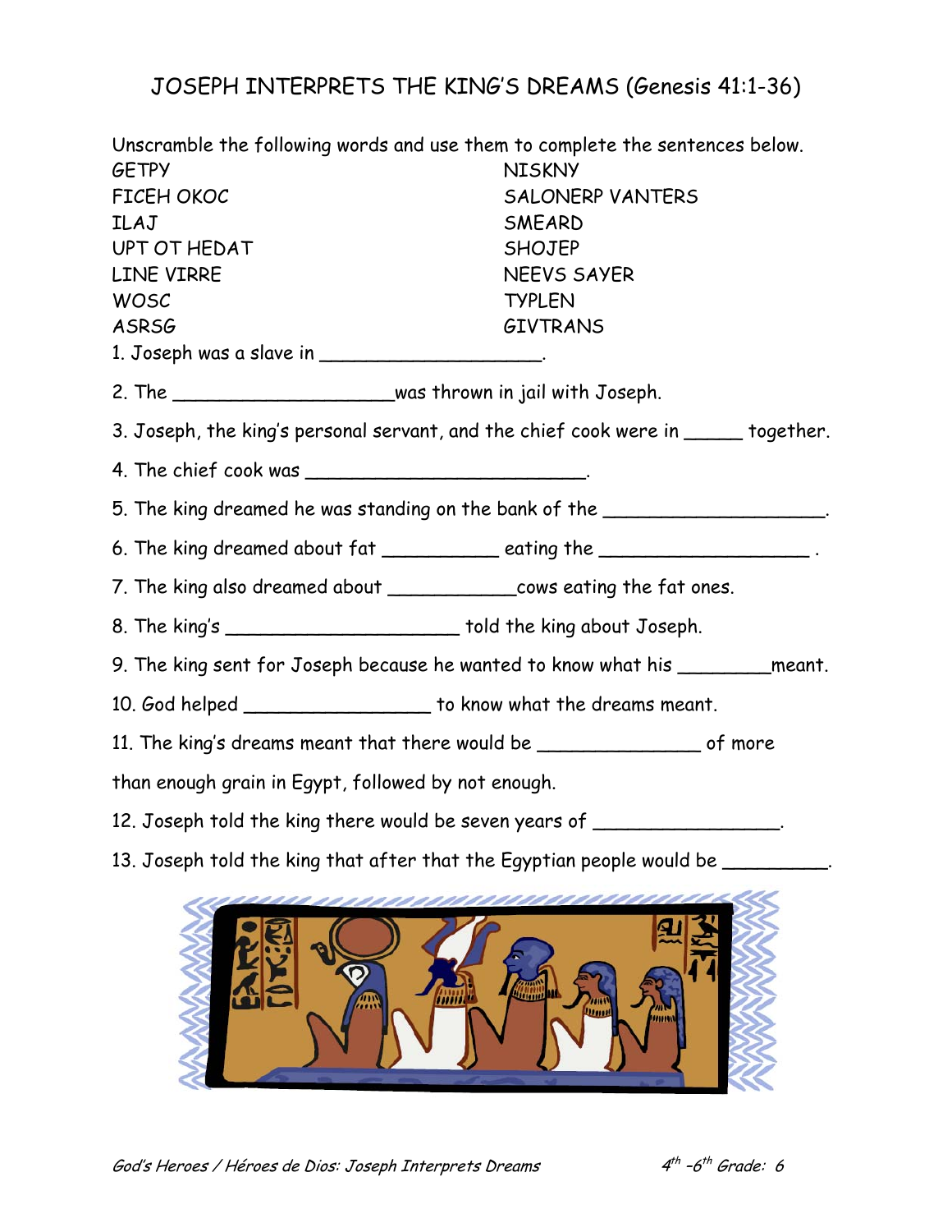# JOSEPH INTERPRETS THE KING'S DREAMS (Genesis 41:1-36)

Unscramble the following words and use them to complete the sentences below.

| | |
|---|---|
| GETPY | NISKNY |
| FICEH OKOC | SALONERP VANTERS |
| ILAJ | SMEARD |
| UPT OT HEDAT | SHOJEP |
| LINE VIRRE | NEEVS SAYER |
| WOSC | TYPLEN |
| ASRSG | GIVTRANS |

1. Joseph was a slave in ___________________.

2. The ___________________was thrown in jail with Joseph.

3. Joseph, the king's personal servant, and the chief cook were in _____ together.

4. The chief cook was ________________________.

5. The king dreamed he was standing on the bank of the ___________________.

6. The king dreamed about fat __________ eating the __________________ .

7. The king also dreamed about ___________cows eating the fat ones.

8. The king's ____________________ told the king about Joseph.

9. The king sent for Joseph because he wanted to know what his ________meant.

10. God helped ________________ to know what the dreams meant.

11. The king's dreams meant that there would be ______________ of more than enough grain in Egypt, followed by not enough.

12. Joseph told the king there would be seven years of ________________.

13. Joseph told the king that after that the Egyptian people would be _________.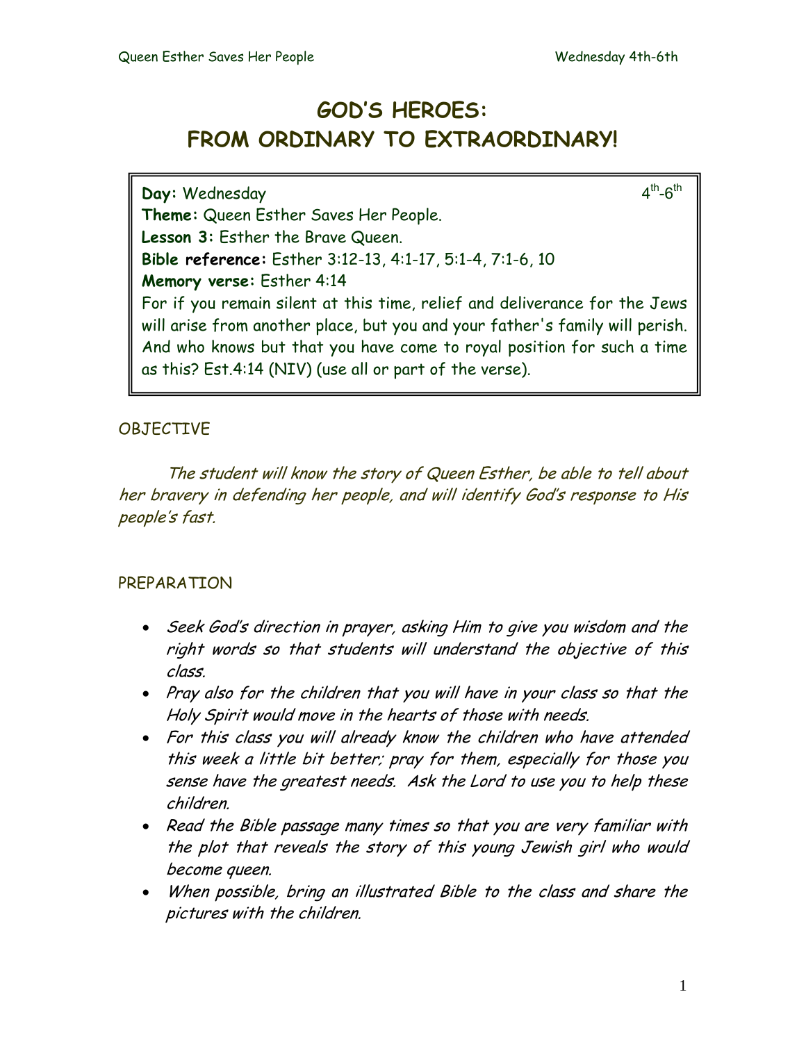# GOD'S HEROES:
# FROM ORDINARY TO EXTRAORDINARY!

**Day:** Wednesday $4^{th}$-$6^{th}$
**Theme:** Queen Esther Saves Her People.
**Lesson 3:** Esther the Brave Queen.
**Bible reference:** Esther 3:12-13, 4:1-17, 5:1-4, 7:1-6, 10
**Memory verse:** Esther 4:14
For if you remain silent at this time, relief and deliverance for the Jews will arise from another place, but you and your father's family will perish. And who knows but that you have come to royal position for such a time as this? Est.4:14 (NIV) (use all or part of the verse).

## OBJECTIVE

*The student will know the story of Queen Esther, be able to tell about her bravery in defending her people, and will identify God's response to His people's fast.*

## PREPARATION

- *Seek God's direction in prayer, asking Him to give you wisdom and the right words so that students will understand the objective of this class.*
- *Pray also for the children that you will have in your class so that the Holy Spirit would move in the hearts of those with needs.*
- *For this class you will already know the children who have attended this week a little bit better; pray for them, especially for those you sense have the greatest needs. Ask the Lord to use you to help these children.*
- *Read the Bible passage many times so that you are very familiar with the plot that reveals the story of this young Jewish girl who would become queen.*
- *When possible, bring an illustrated Bible to the class and share the pictures with the children.*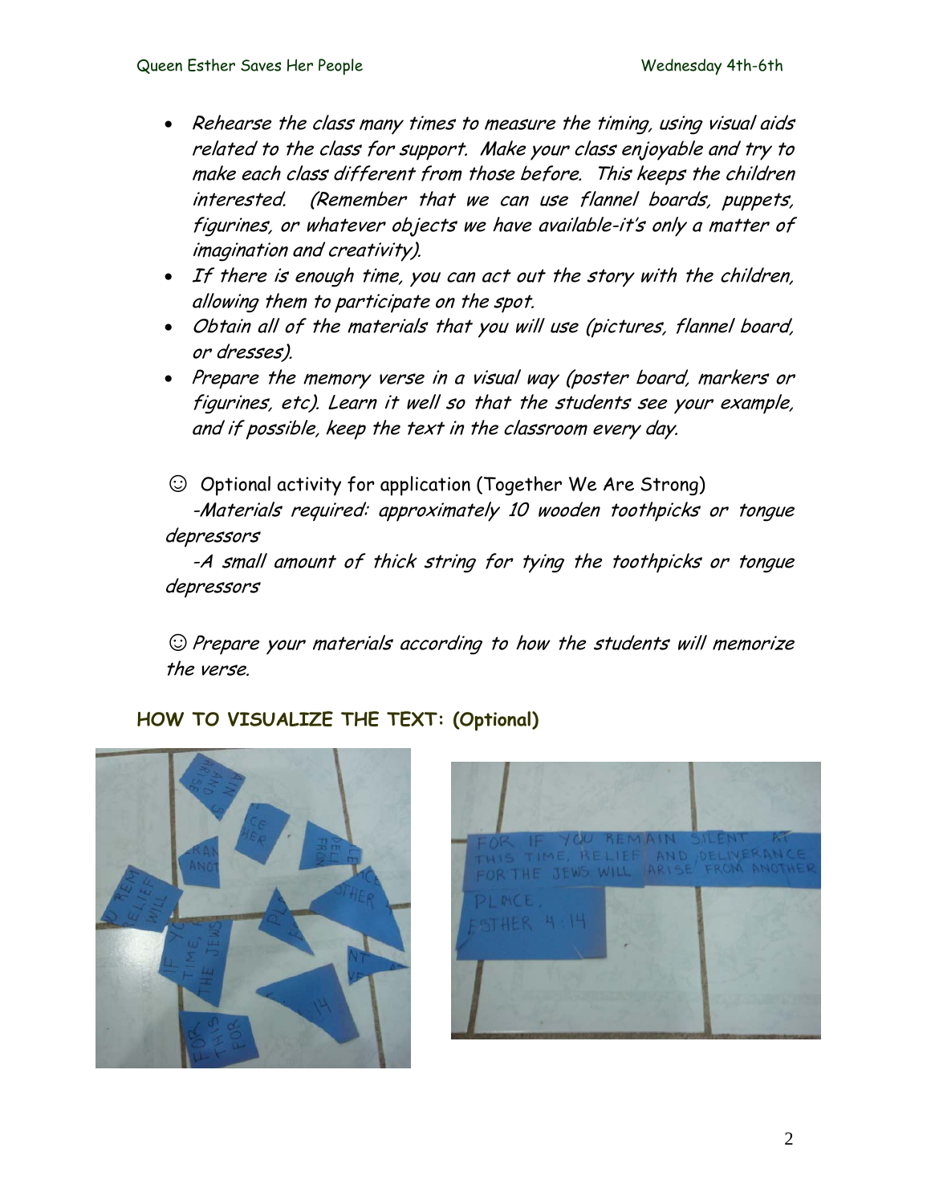- *Rehearse the class many times to measure the timing, using visual aids related to the class for support. Make your class enjoyable and try to make each class different from those before. This keeps the children interested. (Remember that we can use flannel boards, puppets, figurines, or whatever objects we have available-it's only a matter of imagination and creativity).*
- *If there is enough time, you can act out the story with the children, allowing them to participate on the spot.*
- *Obtain all of the materials that you will use (pictures, flannel board, or dresses).*
- *Prepare the memory verse in a visual way (poster board, markers or figurines, etc). Learn it well so that the students see your example, and if possible, keep the text in the classroom every day.*

☺ Optional activity for application (Together We Are Strong)

*-Materials required: approximately 10 wooden toothpicks or tongue depressors*

*-A small amount of thick string for tying the toothpicks or tongue depressors*

☺ *Prepare your materials according to how the students will memorize the verse.*

**HOW TO VISUALIZE THE TEXT: (Optional)**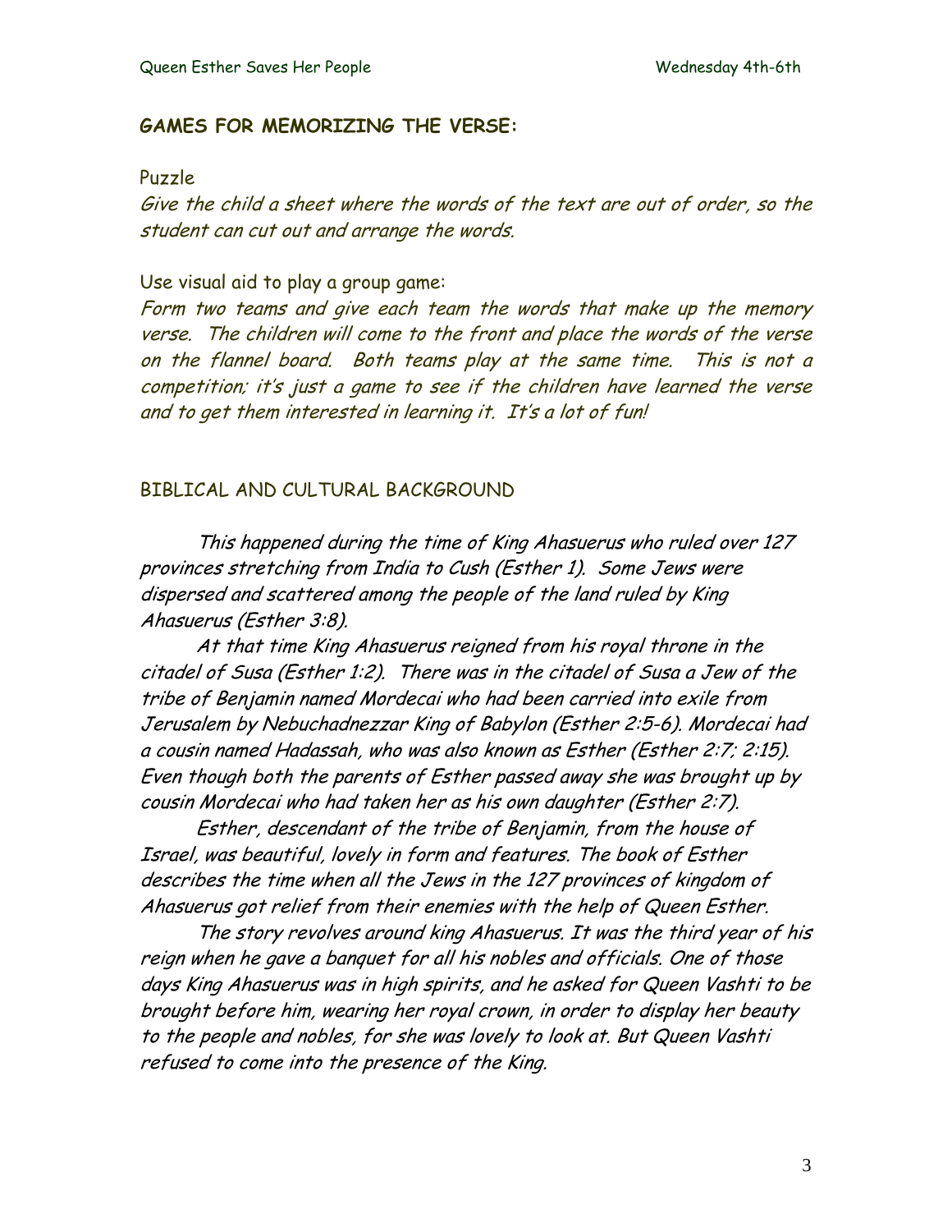## GAMES FOR MEMORIZING THE VERSE:

Puzzle

*Give the child a sheet where the words of the text are out of order, so the student can cut out and arrange the words.*

Use visual aid to play a group game:

*Form two teams and give each team the words that make up the memory verse. The children will come to the front and place the words of the verse on the flannel board. Both teams play at the same time. This is not a competition; it's just a game to see if the children have learned the verse and to get them interested in learning it. It's a lot of fun!*

## BIBLICAL AND CULTURAL BACKGROUND

*This happened during the time of King Ahasuerus who ruled over 127 provinces stretching from India to Cush (Esther 1). Some Jews were dispersed and scattered among the people of the land ruled by King Ahasuerus (Esther 3:8).*

*At that time King Ahasuerus reigned from his royal throne in the citadel of Susa (Esther 1:2). There was in the citadel of Susa a Jew of the tribe of Benjamin named Mordecai who had been carried into exile from Jerusalem by Nebuchadnezzar King of Babylon (Esther 2:5-6). Mordecai had a cousin named Hadassah, who was also known as Esther (Esther 2:7; 2:15). Even though both the parents of Esther passed away she was brought up by cousin Mordecai who had taken her as his own daughter (Esther 2:7).*

*Esther, descendant of the tribe of Benjamin, from the house of Israel, was beautiful, lovely in form and features. The book of Esther describes the time when all the Jews in the 127 provinces of kingdom of Ahasuerus got relief from their enemies with the help of Queen Esther.*

*The story revolves around king Ahasuerus. It was the third year of his reign when he gave a banquet for all his nobles and officials. One of those days King Ahasuerus was in high spirits, and he asked for Queen Vashti to be brought before him, wearing her royal crown, in order to display her beauty to the people and nobles, for she was lovely to look at. But Queen Vashti refused to come into the presence of the King.*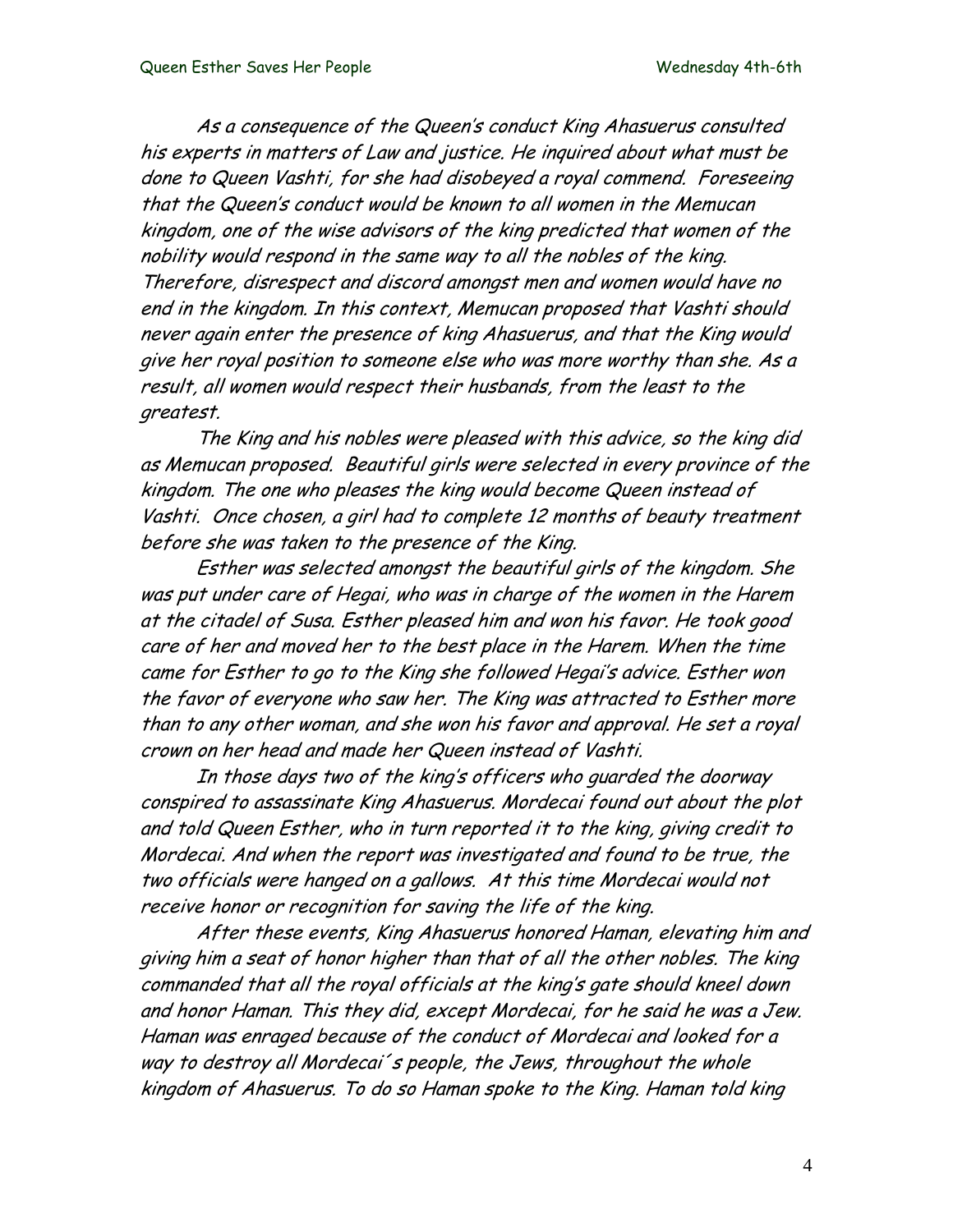*As a consequence of the Queen's conduct King Ahasuerus consulted his experts in matters of Law and justice. He inquired about what must be done to Queen Vashti, for she had disobeyed a royal commend. Foreseeing that the Queen's conduct would be known to all women in the Memucan kingdom, one of the wise advisors of the king predicted that women of the nobility would respond in the same way to all the nobles of the king. Therefore, disrespect and discord amongst men and women would have no end in the kingdom. In this context, Memucan proposed that Vashti should never again enter the presence of king Ahasuerus, and that the King would give her royal position to someone else who was more worthy than she. As a result, all women would respect their husbands, from the least to the greatest.*

*The King and his nobles were pleased with this advice, so the king did as Memucan proposed. Beautiful girls were selected in every province of the kingdom. The one who pleases the king would become Queen instead of Vashti. Once chosen, a girl had to complete 12 months of beauty treatment before she was taken to the presence of the King.*

*Esther was selected amongst the beautiful girls of the kingdom. She was put under care of Hegai, who was in charge of the women in the Harem at the citadel of Susa. Esther pleased him and won his favor. He took good care of her and moved her to the best place in the Harem. When the time came for Esther to go to the King she followed Hegai's advice. Esther won the favor of everyone who saw her. The King was attracted to Esther more than to any other woman, and she won his favor and approval. He set a royal crown on her head and made her Queen instead of Vashti.*

*In those days two of the king's officers who guarded the doorway conspired to assassinate King Ahasuerus. Mordecai found out about the plot and told Queen Esther, who in turn reported it to the king, giving credit to Mordecai. And when the report was investigated and found to be true, the two officials were hanged on a gallows. At this time Mordecai would not receive honor or recognition for saving the life of the king.*

*After these events, King Ahasuerus honored Haman, elevating him and giving him a seat of honor higher than that of all the other nobles. The king commanded that all the royal officials at the king's gate should kneel down and honor Haman. This they did, except Mordecai, for he said he was a Jew. Haman was enraged because of the conduct of Mordecai and looked for a way to destroy all Mordecai´s people, the Jews, throughout the whole kingdom of Ahasuerus. To do so Haman spoke to the King. Haman told king*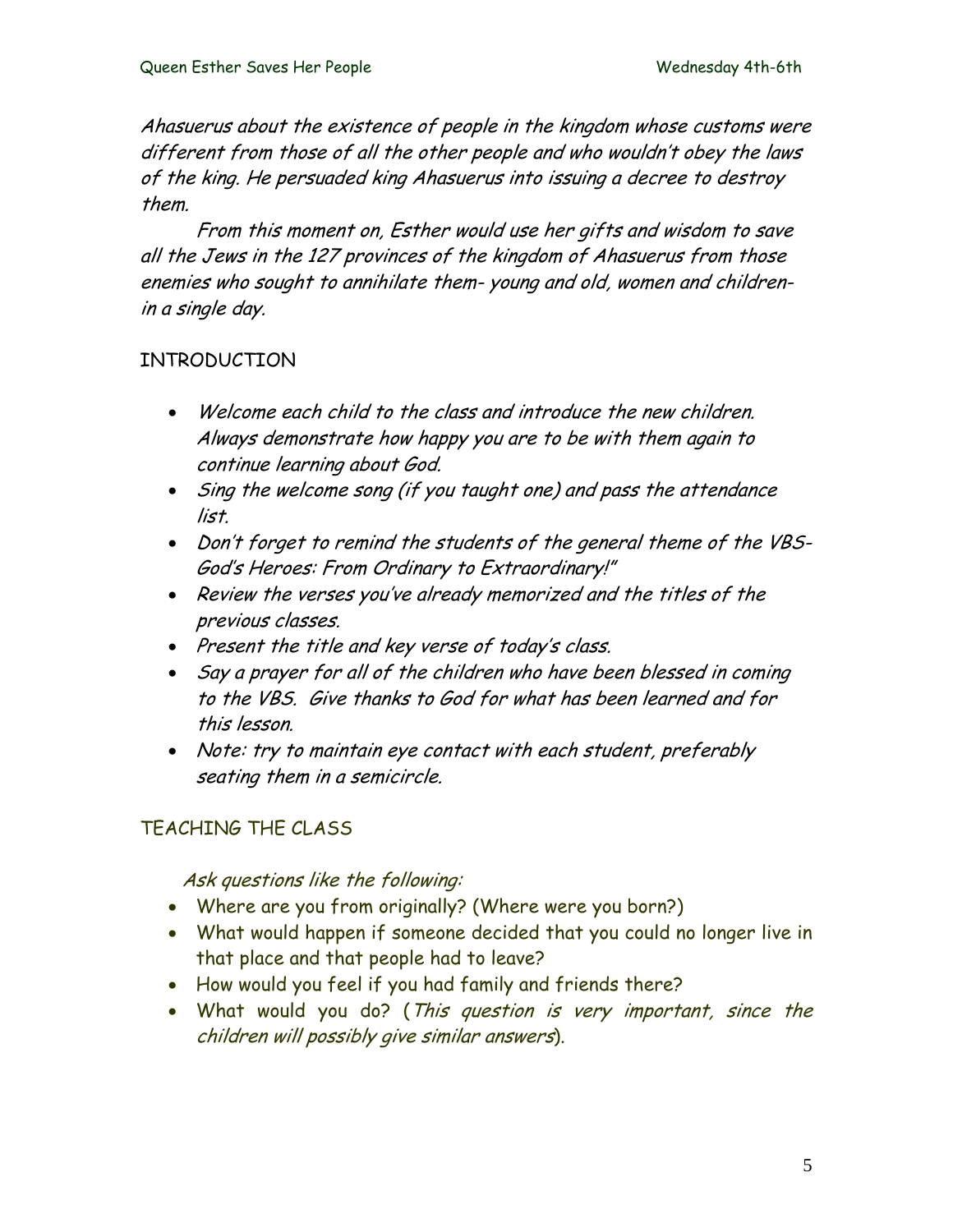*Ahasuerus about the existence of people in the kingdom whose customs were different from those of all the other people and who wouldn't obey the laws of the king. He persuaded king Ahasuerus into issuing a decree to destroy them.*

*From this moment on, Esther would use her gifts and wisdom to save all the Jews in the 127 provinces of the kingdom of Ahasuerus from those enemies who sought to annihilate them- young and old, women and children- in a single day.*

## INTRODUCTION

- *Welcome each child to the class and introduce the new children. Always demonstrate how happy you are to be with them again to continue learning about God.*
- *Sing the welcome song (if you taught one) and pass the attendance list.*
- *Don't forget to remind the students of the general theme of the VBS- God's Heroes: From Ordinary to Extraordinary!"*
- *Review the verses you've already memorized and the titles of the previous classes.*
- *Present the title and key verse of today's class.*
- *Say a prayer for all of the children who have been blessed in coming to the VBS. Give thanks to God for what has been learned and for this lesson.*
- *Note: try to maintain eye contact with each student, preferably seating them in a semicircle.*

## TEACHING THE CLASS

*Ask questions like the following:*

- Where are you from originally? (Where were you born?)
- What would happen if someone decided that you could no longer live in that place and that people had to leave?
- How would you feel if you had family and friends there?
- What would you do? (*This question is very important, since the children will possibly give similar answers*).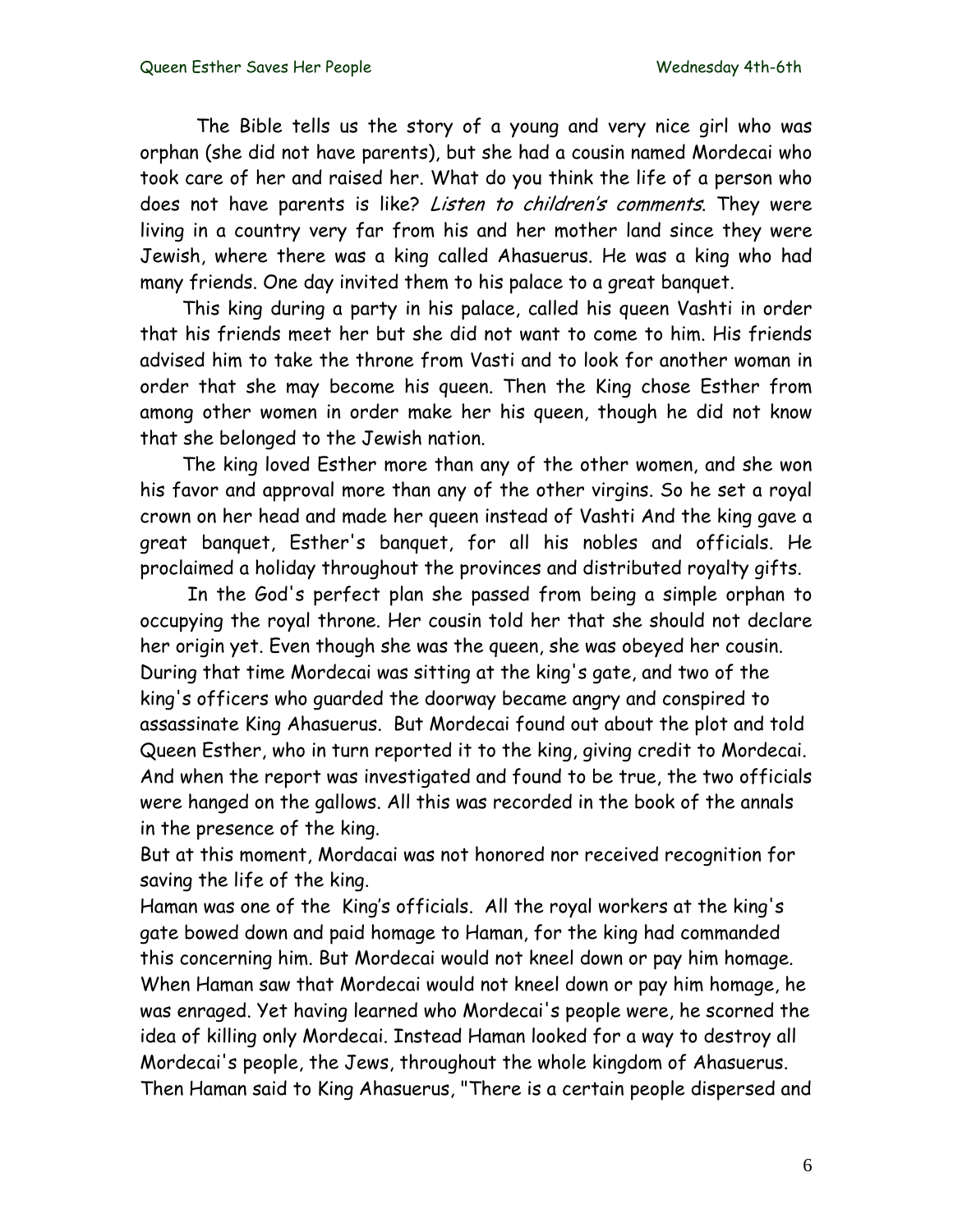The Bible tells us the story of a young and very nice girl who was orphan (she did not have parents), but she had a cousin named Mordecai who took care of her and raised her. What do you think the life of a person who does not have parents is like? *Listen to children's comments*. They were living in a country very far from his and her mother land since they were Jewish, where there was a king called Ahasuerus. He was a king who had many friends. One day invited them to his palace to a great banquet.

This king during a party in his palace, called his queen Vashti in order that his friends meet her but she did not want to come to him. His friends advised him to take the throne from Vasti and to look for another woman in order that she may become his queen. Then the King chose Esther from among other women in order make her his queen, though he did not know that she belonged to the Jewish nation.

The king loved Esther more than any of the other women, and she won his favor and approval more than any of the other virgins. So he set a royal crown on her head and made her queen instead of Vashti And the king gave a great banquet, Esther's banquet, for all his nobles and officials. He proclaimed a holiday throughout the provinces and distributed royalty gifts.

In the God's perfect plan she passed from being a simple orphan to occupying the royal throne. Her cousin told her that she should not declare her origin yet. Even though she was the queen, she was obeyed her cousin. During that time Mordecai was sitting at the king's gate, and two of the king's officers who guarded the doorway became angry and conspired to assassinate King Ahasuerus. But Mordecai found out about the plot and told Queen Esther, who in turn reported it to the king, giving credit to Mordecai. And when the report was investigated and found to be true, the two officials were hanged on the gallows. All this was recorded in the book of the annals in the presence of the king.

But at this moment, Mordacai was not honored nor received recognition for saving the life of the king.

Haman was one of the King's officials. All the royal workers at the king's gate bowed down and paid homage to Haman, for the king had commanded this concerning him. But Mordecai would not kneel down or pay him homage. When Haman saw that Mordecai would not kneel down or pay him homage, he was enraged. Yet having learned who Mordecai's people were, he scorned the idea of killing only Mordecai. Instead Haman looked for a way to destroy all Mordecai's people, the Jews, throughout the whole kingdom of Ahasuerus. Then Haman said to King Ahasuerus, "There is a certain people dispersed and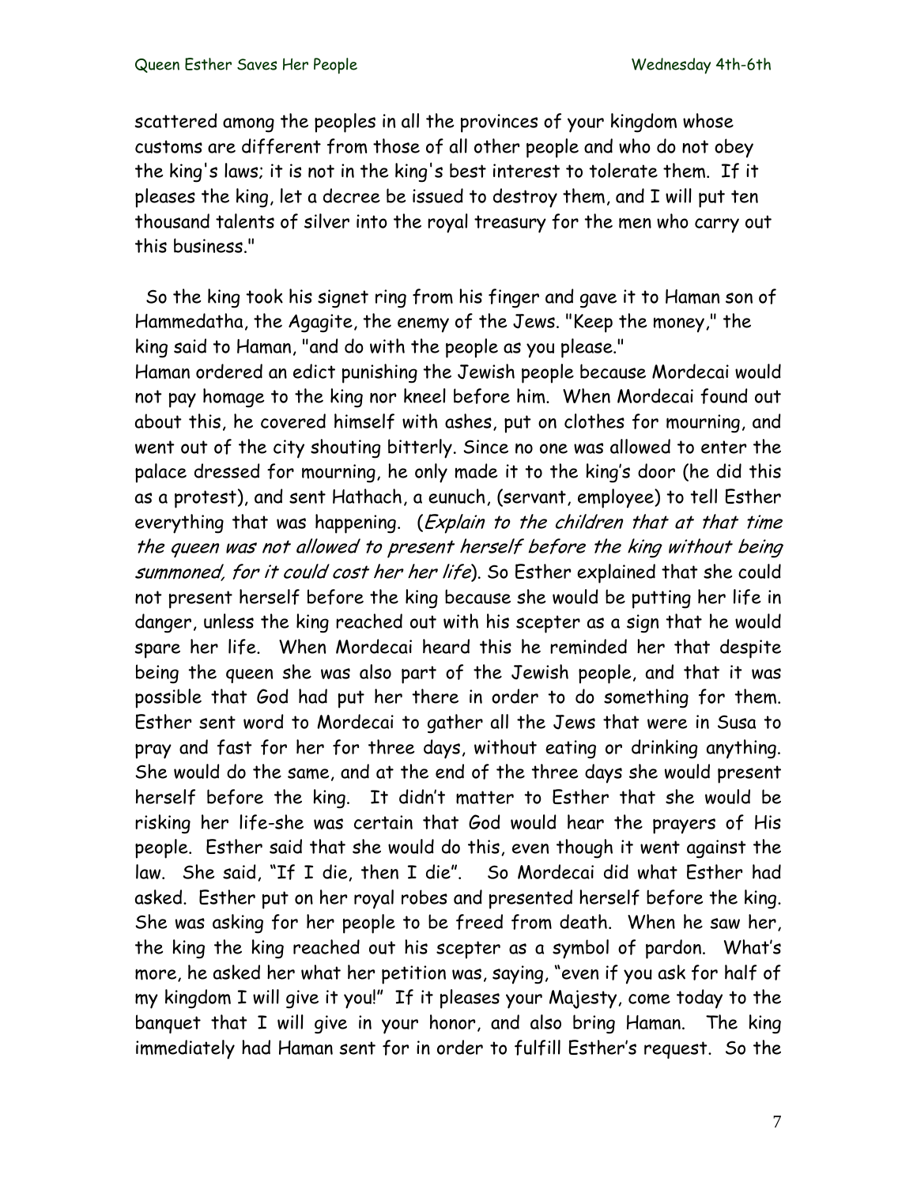scattered among the peoples in all the provinces of your kingdom whose customs are different from those of all other people and who do not obey the king's laws; it is not in the king's best interest to tolerate them. If it pleases the king, let a decree be issued to destroy them, and I will put ten thousand talents of silver into the royal treasury for the men who carry out this business."

So the king took his signet ring from his finger and gave it to Haman son of Hammedatha, the Agagite, the enemy of the Jews. "Keep the money," the king said to Haman, "and do with the people as you please."
Haman ordered an edict punishing the Jewish people because Mordecai would not pay homage to the king nor kneel before him. When Mordecai found out about this, he covered himself with ashes, put on clothes for mourning, and went out of the city shouting bitterly. Since no one was allowed to enter the palace dressed for mourning, he only made it to the king's door (he did this as a protest), and sent Hathach, a eunuch, (servant, employee) to tell Esther everything that was happening. (*Explain to the children that at that time the queen was not allowed to present herself before the king without being summoned, for it could cost her her life*). So Esther explained that she could not present herself before the king because she would be putting her life in danger, unless the king reached out with his scepter as a sign that he would spare her life. When Mordecai heard this he reminded her that despite being the queen she was also part of the Jewish people, and that it was possible that God had put her there in order to do something for them. Esther sent word to Mordecai to gather all the Jews that were in Susa to pray and fast for her for three days, without eating or drinking anything. She would do the same, and at the end of the three days she would present herself before the king. It didn't matter to Esther that she would be risking her life-she was certain that God would hear the prayers of His people. Esther said that she would do this, even though it went against the law. She said, "If I die, then I die". So Mordecai did what Esther had asked. Esther put on her royal robes and presented herself before the king. She was asking for her people to be freed from death. When he saw her, the king the king reached out his scepter as a symbol of pardon. What's more, he asked her what her petition was, saying, "even if you ask for half of my kingdom I will give it you!" If it pleases your Majesty, come today to the banquet that I will give in your honor, and also bring Haman. The king immediately had Haman sent for in order to fulfill Esther's request. So the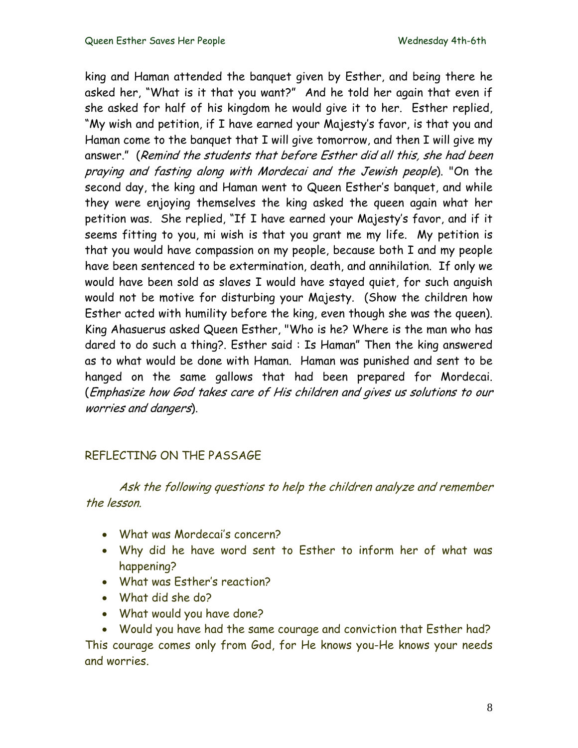king and Haman attended the banquet given by Esther, and being there he asked her, "What is it that you want?" And he told her again that even if she asked for half of his kingdom he would give it to her. Esther replied, "My wish and petition, if I have earned your Majesty's favor, is that you and Haman come to the banquet that I will give tomorrow, and then I will give my answer." (*Remind the students that before Esther did all this, she had been praying and fasting along with Mordecai and the Jewish people*). "On the second day, the king and Haman went to Queen Esther's banquet, and while they were enjoying themselves the king asked the queen again what her petition was. She replied, "If I have earned your Majesty's favor, and if it seems fitting to you, mi wish is that you grant me my life. My petition is that you would have compassion on my people, because both I and my people have been sentenced to be extermination, death, and annihilation. If only we would have been sold as slaves I would have stayed quiet, for such anguish would not be motive for disturbing your Majesty. (Show the children how Esther acted with humility before the king, even though she was the queen). King Ahasuerus asked Queen Esther, "Who is he? Where is the man who has dared to do such a thing?. Esther said : Is Haman" Then the king answered as to what would be done with Haman. Haman was punished and sent to be hanged on the same gallows that had been prepared for Mordecai. (*Emphasize how God takes care of His children and gives us solutions to our worries and dangers*).

## REFLECTING ON THE PASSAGE

*Ask the following questions to help the children analyze and remember the lesson.*

- What was Mordecai's concern?
- Why did he have word sent to Esther to inform her of what was happening?
- What was Esther's reaction?
- What did she do?
- What would you have done?
- Would you have had the same courage and conviction that Esther had?

This courage comes only from God, for He knows you-He knows your needs and worries.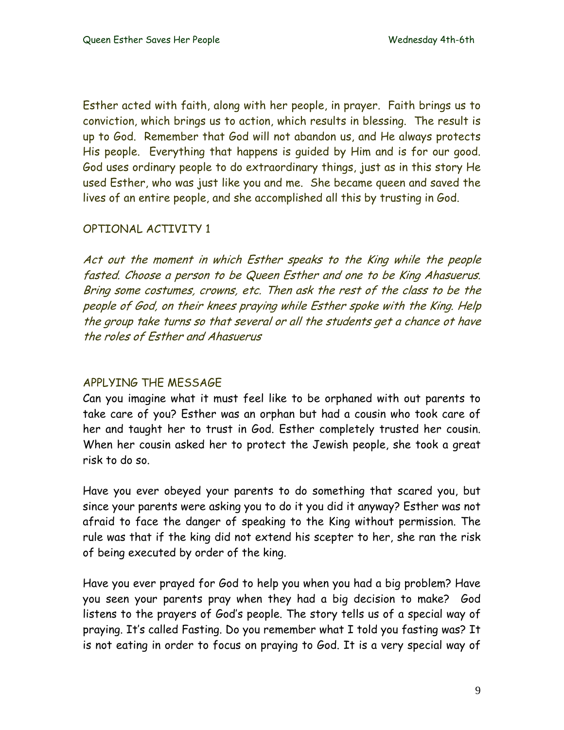Esther acted with faith, along with her people, in prayer. Faith brings us to conviction, which brings us to action, which results in blessing. The result is up to God. Remember that God will not abandon us, and He always protects His people. Everything that happens is guided by Him and is for our good. God uses ordinary people to do extraordinary things, just as in this story He used Esther, who was just like you and me. She became queen and saved the lives of an entire people, and she accomplished all this by trusting in God.

## OPTIONAL ACTIVITY 1

*Act out the moment in which Esther speaks to the King while the people fasted. Choose a person to be Queen Esther and one to be King Ahasuerus. Bring some costumes, crowns, etc. Then ask the rest of the class to be the people of God, on their knees praying while Esther spoke with the King. Help the group take turns so that several or all the students get a chance ot have the roles of Esther and Ahasuerus*

## APPLYING THE MESSAGE

Can you imagine what it must feel like to be orphaned with out parents to take care of you? Esther was an orphan but had a cousin who took care of her and taught her to trust in God. Esther completely trusted her cousin. When her cousin asked her to protect the Jewish people, she took a great risk to do so.

Have you ever obeyed your parents to do something that scared you, but since your parents were asking you to do it you did it anyway? Esther was not afraid to face the danger of speaking to the King without permission. The rule was that if the king did not extend his scepter to her, she ran the risk of being executed by order of the king.

Have you ever prayed for God to help you when you had a big problem? Have you seen your parents pray when they had a big decision to make? God listens to the prayers of God's people. The story tells us of a special way of praying. It's called Fasting. Do you remember what I told you fasting was? It is not eating in order to focus on praying to God. It is a very special way of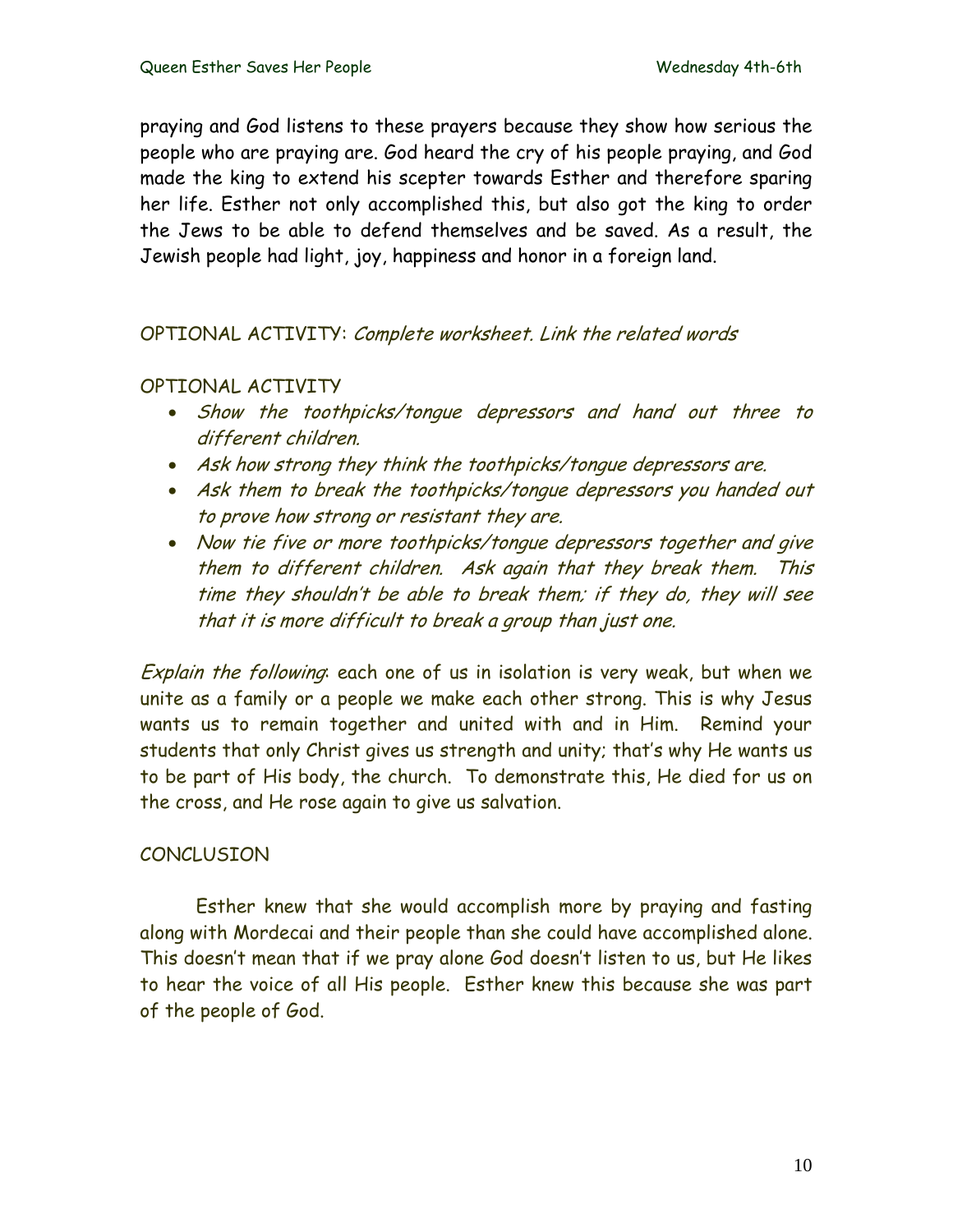praying and God listens to these prayers because they show how serious the people who are praying are. God heard the cry of his people praying, and God made the king to extend his scepter towards Esther and therefore sparing her life. Esther not only accomplished this, but also got the king to order the Jews to be able to defend themselves and be saved. As a result, the Jewish people had light, joy, happiness and honor in a foreign land.

OPTIONAL ACTIVITY: *Complete worksheet. Link the related words*

OPTIONAL ACTIVITY

- *Show the toothpicks/tongue depressors and hand out three to different children.*
- *Ask how strong they think the toothpicks/tongue depressors are.*
- *Ask them to break the toothpicks/tongue depressors you handed out to prove how strong or resistant they are.*
- *Now tie five or more toothpicks/tongue depressors together and give them to different children. Ask again that they break them. This time they shouldn't be able to break them; if they do, they will see that it is more difficult to break a group than just one.*

*Explain the following*: each one of us in isolation is very weak, but when we unite as a family or a people we make each other strong. This is why Jesus wants us to remain together and united with and in Him. Remind your students that only Christ gives us strength and unity; that's why He wants us to be part of His body, the church. To demonstrate this, He died for us on the cross, and He rose again to give us salvation.

CONCLUSION

Esther knew that she would accomplish more by praying and fasting along with Mordecai and their people than she could have accomplished alone. This doesn't mean that if we pray alone God doesn't listen to us, but He likes to hear the voice of all His people. Esther knew this because she was part of the people of God.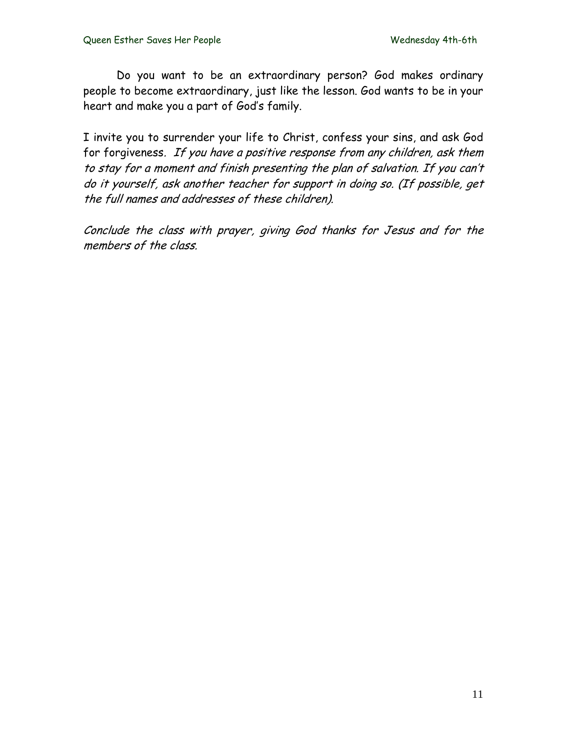Do you want to be an extraordinary person? God makes ordinary people to become extraordinary, just like the lesson. God wants to be in your heart and make you a part of God's family.

I invite you to surrender your life to Christ, confess your sins, and ask God for forgiveness. *If you have a positive response from any children, ask them to stay for a moment and finish presenting the plan of salvation. If you can't do it yourself, ask another teacher for support in doing so. (If possible, get the full names and addresses of these children).*

*Conclude the class with prayer, giving God thanks for Jesus and for the members of the class.*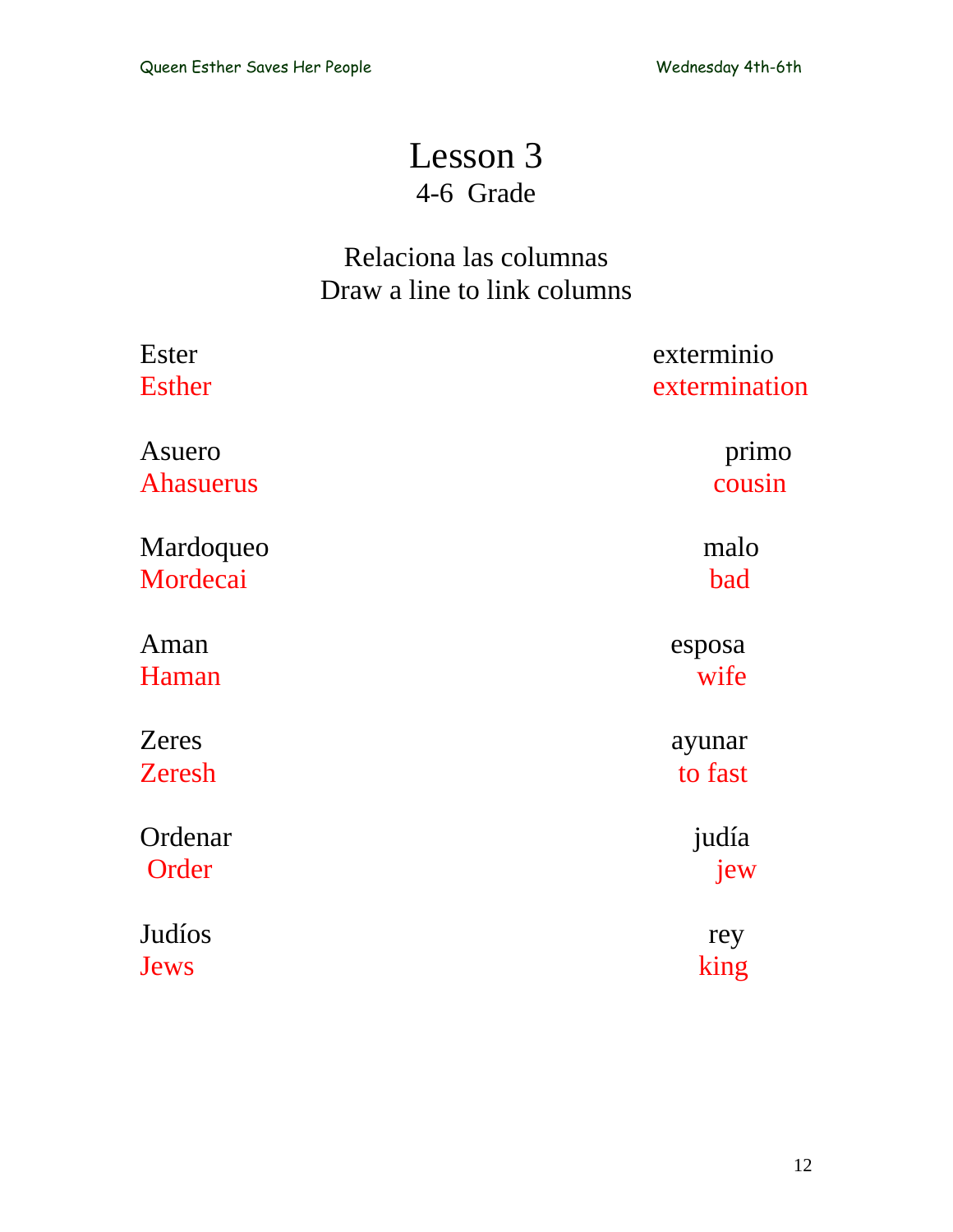# Lesson 3

4-6 Grade

Relaciona las columnas
Draw a line to link columns

| | |
|---|---|
| Ester<br>Esther | exterminio<br>extermination |
| Asuero<br>Ahasuerus | primo<br>cousin |
| Mardoqueo<br>Mordecai | malo<br>bad |
| Aman<br>Haman | esposa<br>wife |
| Zeres<br>Zeresh | ayunar<br>to fast |
| Ordenar<br>Order | judía<br>jew |
| Judíos<br>Jews | rey<br>king |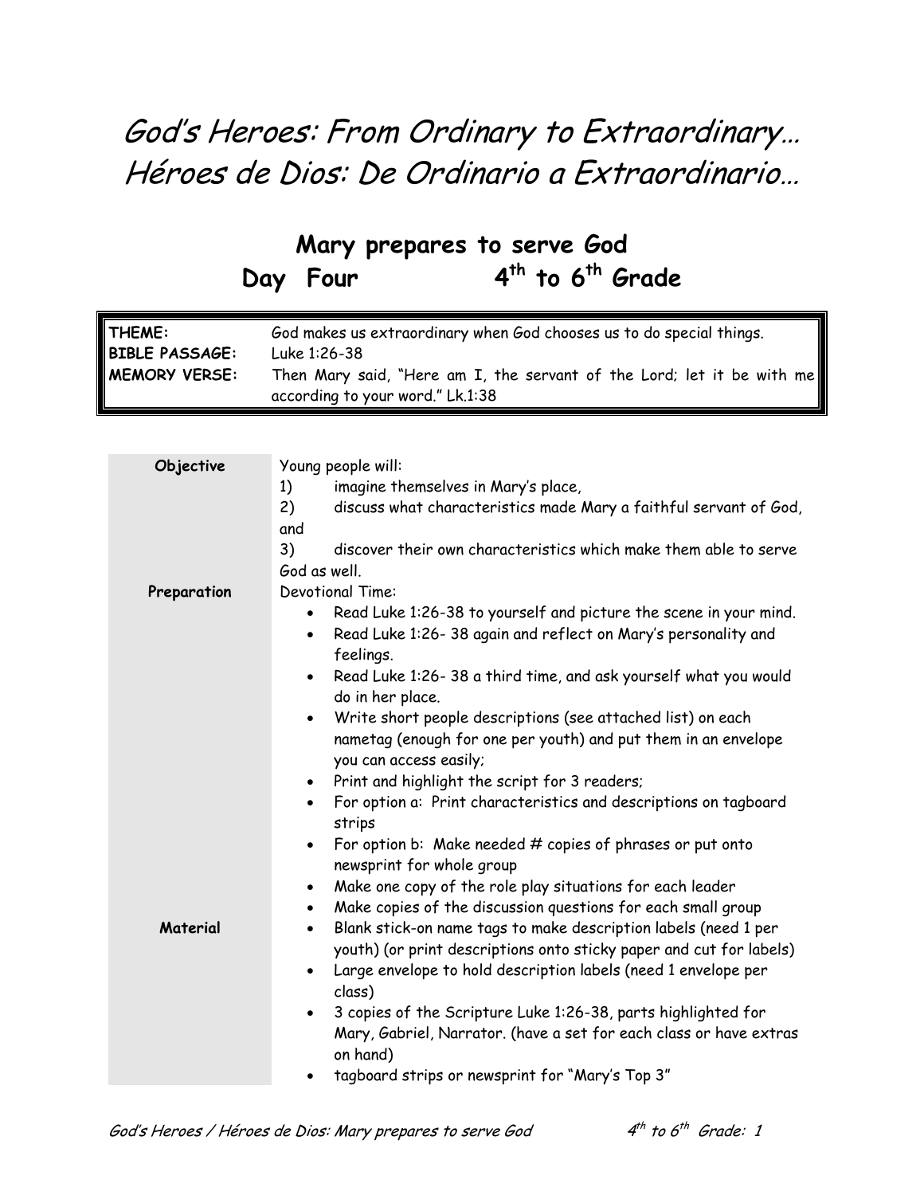# *God's Heroes: From Ordinary to Extraordinary…*
# *Héroes de Dios: De Ordinario a Extraordinario…*

## Mary prepares to serve God
## Day Four 4th to 6th Grade

| | |
|---|---|
| **THEME:** | God makes us extraordinary when God chooses us to do special things. |
| **BIBLE PASSAGE:** | Luke 1:26-38 |
| **MEMORY VERSE:** | Then Mary said, "Here am I, the servant of the Lord; let it be with me according to your word." Lk.1:38 |

| | |
|---|---|
| **Objective** | Young people will:<br>1) imagine themselves in Mary's place,<br>2) discuss what characteristics made Mary a faithful servant of God, and<br>3) discover their own characteristics which make them able to serve God as well. |
| **Preparation** | Devotional Time:<br>• Read Luke 1:26-38 to yourself and picture the scene in your mind.<br>• Read Luke 1:26- 38 again and reflect on Mary's personality and feelings.<br>• Read Luke 1:26- 38 a third time, and ask yourself what you would do in her place.<br>• Write short people descriptions (see attached list) on each nametag (enough for one per youth) and put them in an envelope you can access easily;<br>• Print and highlight the script for 3 readers;<br>• For option a: Print characteristics and descriptions on tagboard strips<br>• For option b: Make needed # copies of phrases or put onto newsprint for whole group<br>• Make one copy of the role play situations for each leader<br>• Make copies of the discussion questions for each small group |
| **Material** | • Blank stick-on name tags to make description labels (need 1 per youth) (or print descriptions onto sticky paper and cut for labels)<br>• Large envelope to hold description labels (need 1 envelope per class)<br>• 3 copies of the Scripture Luke 1:26-38, parts highlighted for Mary, Gabriel, Narrator. (have a set for each class or have extras on hand)<br>• tagboard strips or newsprint for "Mary's Top 3" |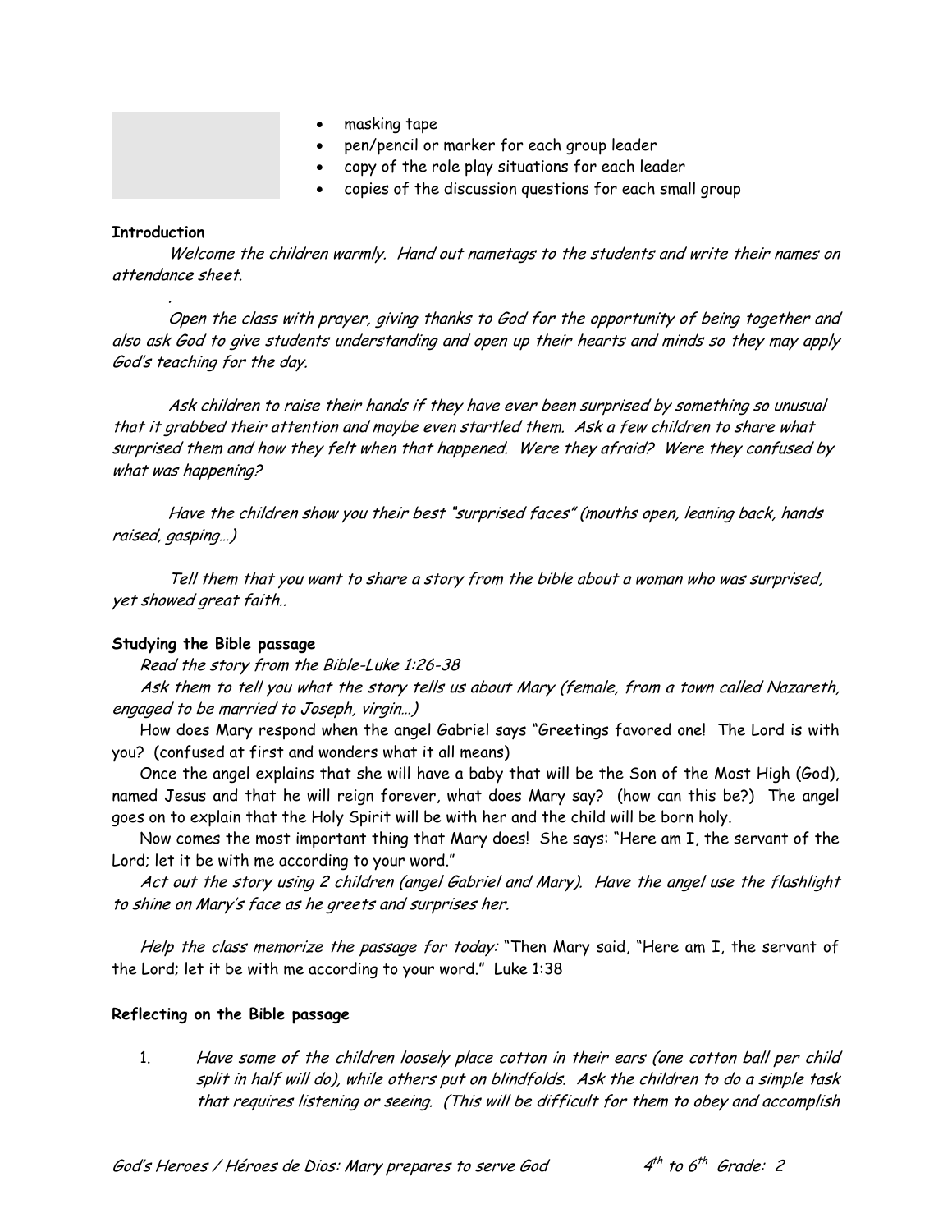- masking tape
- pen/pencil or marker for each group leader
- copy of the role play situations for each leader
- copies of the discussion questions for each small group

**Introduction**

*Welcome the children warmly. Hand out nametags to the students and write their names on attendance sheet.*

*.*

*Open the class with prayer, giving thanks to God for the opportunity of being together and also ask God to give students understanding and open up their hearts and minds so they may apply God's teaching for the day.*

*Ask children to raise their hands if they have ever been surprised by something so unusual that it grabbed their attention and maybe even startled them. Ask a few children to share what surprised them and how they felt when that happened. Were they afraid? Were they confused by what was happening?*

*Have the children show you their best "surprised faces" (mouths open, leaning back, hands raised, gasping…)*

*Tell them that you want to share a story from the bible about a woman who was surprised, yet showed great faith..*

**Studying the Bible passage**

*Read the story from the Bible-Luke 1:26-38*

*Ask them to tell you what the story tells us about Mary (female, from a town called Nazareth, engaged to be married to Joseph, virgin…)*

How does Mary respond when the angel Gabriel says "Greetings favored one! The Lord is with you? (confused at first and wonders what it all means)

Once the angel explains that she will have a baby that will be the Son of the Most High (God), named Jesus and that he will reign forever, what does Mary say? (how can this be?) The angel goes on to explain that the Holy Spirit will be with her and the child will be born holy.

Now comes the most important thing that Mary does! She says: "Here am I, the servant of the Lord; let it be with me according to your word."

*Act out the story using 2 children (angel Gabriel and Mary). Have the angel use the flashlight to shine on Mary's face as he greets and surprises her.*

*Help the class memorize the passage for today:* "Then Mary said, "Here am I, the servant of the Lord; let it be with me according to your word." Luke 1:38

**Reflecting on the Bible passage**

1. *Have some of the children loosely place cotton in their ears (one cotton ball per child split in half will do), while others put on blindfolds. Ask the children to do a simple task that requires listening or seeing. (This will be difficult for them to obey and accomplish*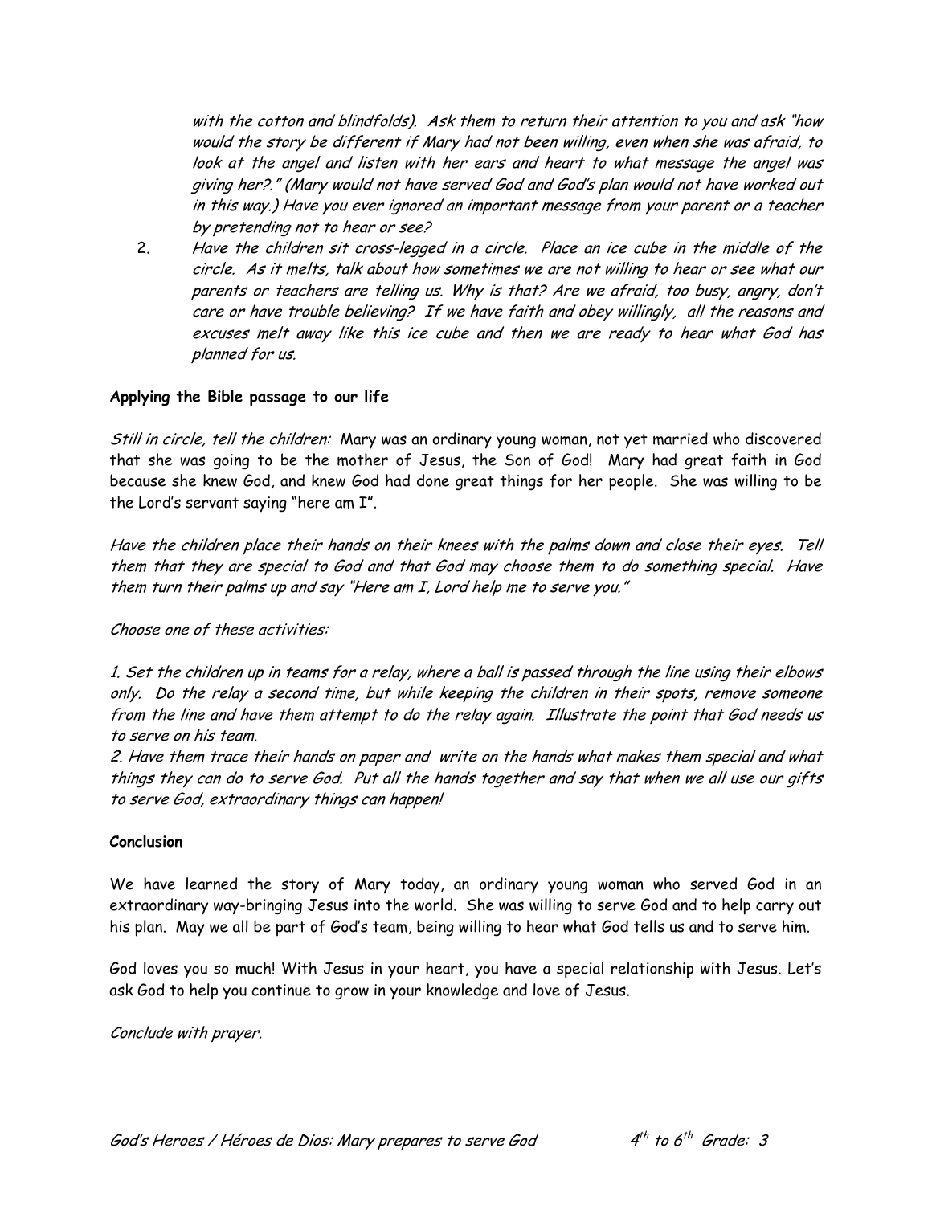*with the cotton and blindfolds). Ask them to return their attention to you and ask "how would the story be different if Mary had not been willing, even when she was afraid, to look at the angel and listen with her ears and heart to what message the angel was giving her?." (Mary would not have served God and God's plan would not have worked out in this way.) Have you ever ignored an important message from your parent or a teacher by pretending not to hear or see?*

2. *Have the children sit cross-legged in a circle. Place an ice cube in the middle of the circle. As it melts, talk about how sometimes we are not willing to hear or see what our parents or teachers are telling us. Why is that? Are we afraid, too busy, angry, don't care or have trouble believing? If we have faith and obey willingly, all the reasons and excuses melt away like this ice cube and then we are ready to hear what God has planned for us.*

**Applying the Bible passage to our life**

*Still in circle, tell the children:* Mary was an ordinary young woman, not yet married who discovered that she was going to be the mother of Jesus, the Son of God! Mary had great faith in God because she knew God, and knew God had done great things for her people. She was willing to be the Lord's servant saying "here am I".

*Have the children place their hands on their knees with the palms down and close their eyes. Tell them that they are special to God and that God may choose them to do something special. Have them turn their palms up and say "Here am I, Lord help me to serve you."*

*Choose one of these activities:*

*1. Set the children up in teams for a relay, where a ball is passed through the line using their elbows only. Do the relay a second time, but while keeping the children in their spots, remove someone from the line and have them attempt to do the relay again. Illustrate the point that God needs us to serve on his team.*

*2. Have them trace their hands on paper and write on the hands what makes them special and what things they can do to serve God. Put all the hands together and say that when we all use our gifts to serve God, extraordinary things can happen!*

**Conclusion**

We have learned the story of Mary today, an ordinary young woman who served God in an extraordinary way-bringing Jesus into the world. She was willing to serve God and to help carry out his plan. May we all be part of God's team, being willing to hear what God tells us and to serve him.

God loves you so much! With Jesus in your heart, you have a special relationship with Jesus. Let's ask God to help you continue to grow in your knowledge and love of Jesus.

*Conclude with prayer.*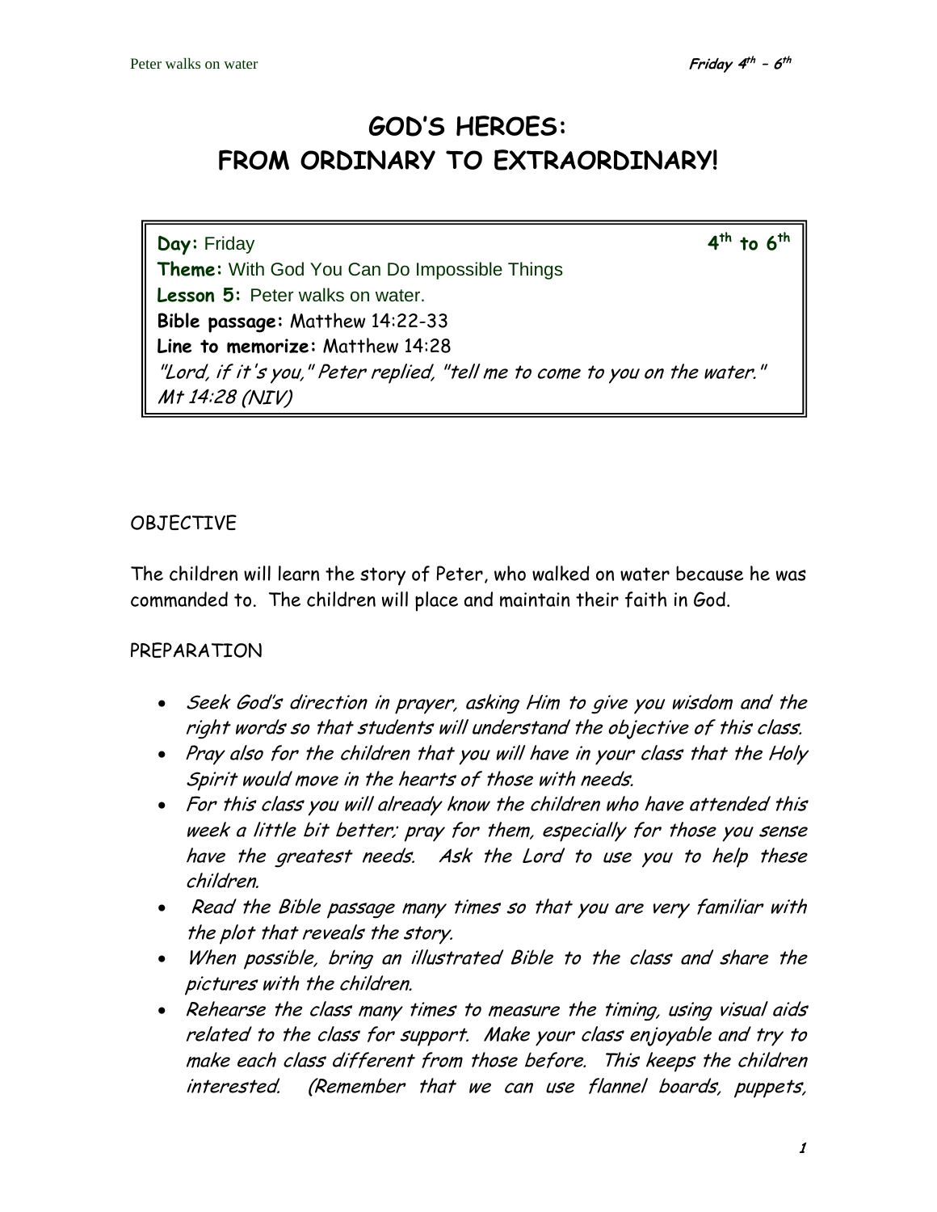# GOD'S HEROES: FROM ORDINARY TO EXTRAORDINARY!

**Day:** Friday **4th to 6th**
**Theme:** With God You Can Do Impossible Things
**Lesson 5:** Peter walks on water.
**Bible passage:** Matthew 14:22-33
**Line to memorize:** Matthew 14:28
*"Lord, if it's you," Peter replied, "tell me to come to you on the water." Mt 14:28 (NIV)*

OBJECTIVE

The children will learn the story of Peter, who walked on water because he was commanded to. The children will place and maintain their faith in God.

PREPARATION

- *Seek God's direction in prayer, asking Him to give you wisdom and the right words so that students will understand the objective of this class.*
- *Pray also for the children that you will have in your class that the Holy Spirit would move in the hearts of those with needs.*
- *For this class you will already know the children who have attended this week a little bit better; pray for them, especially for those you sense have the greatest needs. Ask the Lord to use you to help these children.*
- *Read the Bible passage many times so that you are very familiar with the plot that reveals the story.*
- *When possible, bring an illustrated Bible to the class and share the pictures with the children.*
- *Rehearse the class many times to measure the timing, using visual aids related to the class for support. Make your class enjoyable and try to make each class different from those before. This keeps the children interested. (Remember that we can use flannel boards, puppets,*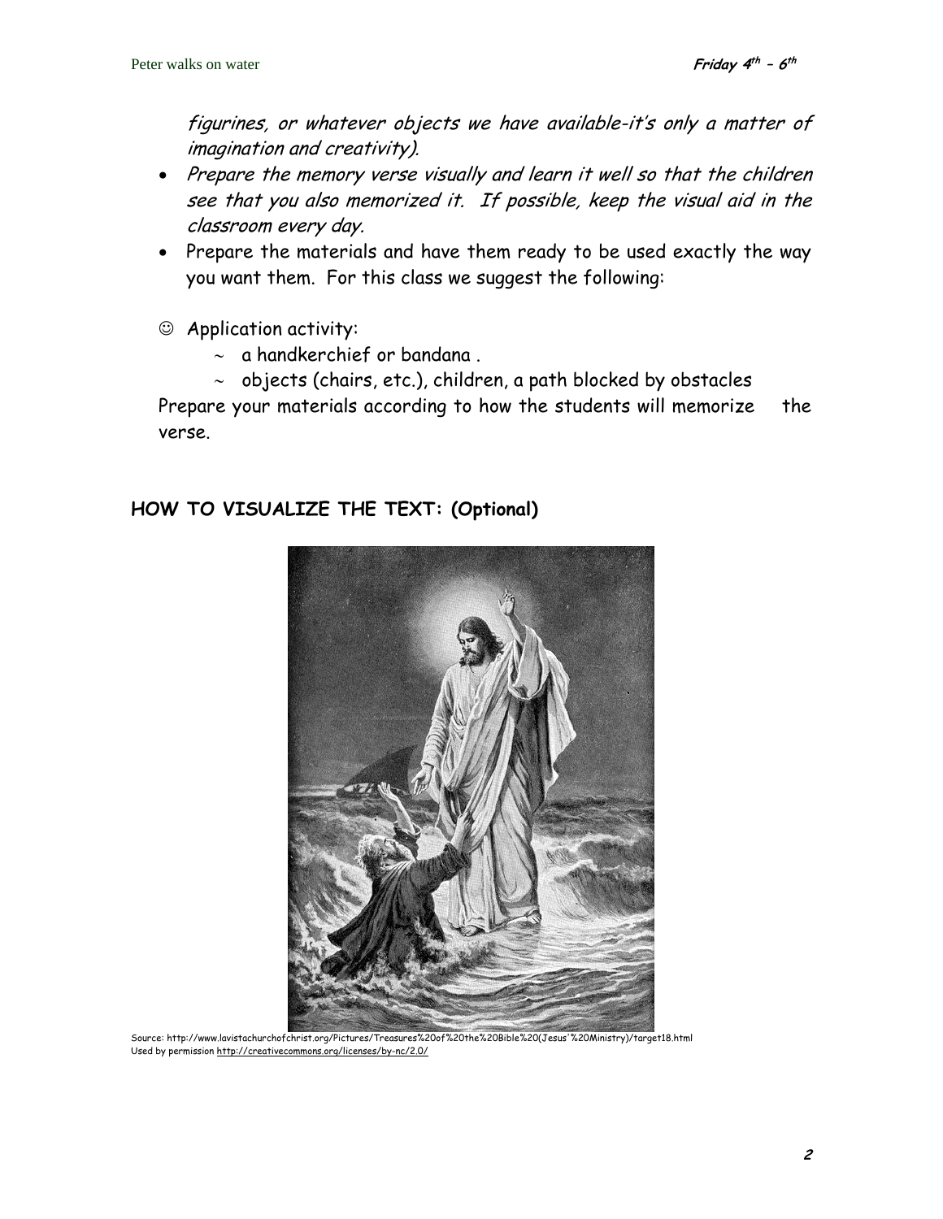*figurines, or whatever objects we have available-it's only a matter of imagination and creativity).*

- *Prepare the memory verse visually and learn it well so that the children see that you also memorized it. If possible, keep the visual aid in the classroom every day.*
- Prepare the materials and have them ready to be used exactly the way you want them. For this class we suggest the following:

☺ Application activity:

- ~ a handkerchief or bandana .
- ~ objects (chairs, etc.), children, a path blocked by obstacles

Prepare your materials according to how the students will memorize the verse.

## HOW TO VISUALIZE THE TEXT: (Optional)

Source: http://www.lavistachurchofchrist.org/Pictures/Treasures%20of%20the%20Bible%20(Jesus'%20Ministry)/target18.html
Used by permission http://creativecommons.org/licenses/by-nc/2.0/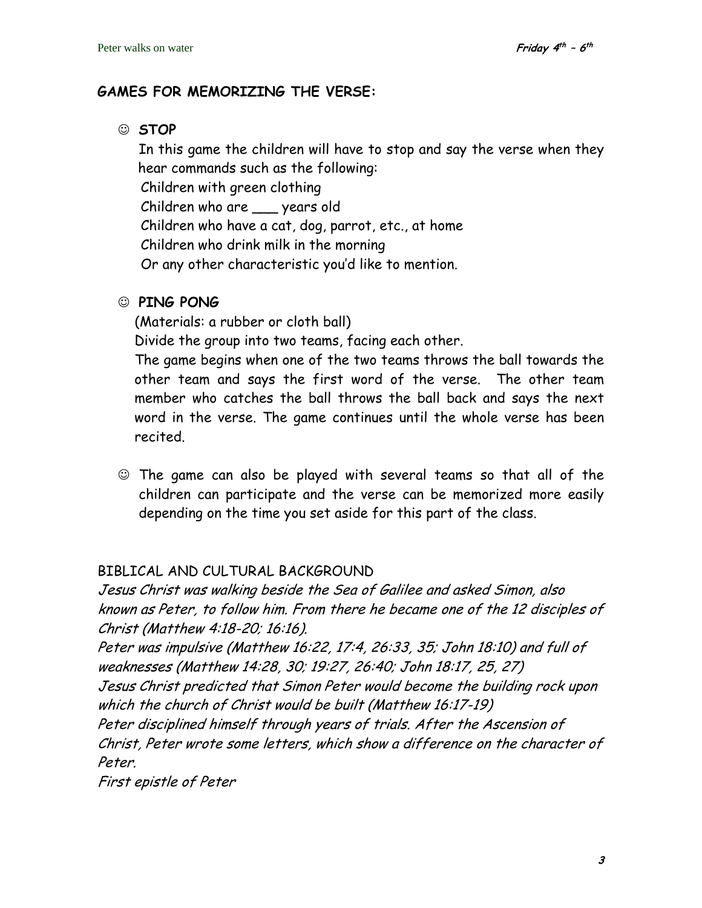## GAMES FOR MEMORIZING THE VERSE:

☺ **STOP**

In this game the children will have to stop and say the verse when they hear commands such as the following:

Children with green clothing
Children who are ___ years old
Children who have a cat, dog, parrot, etc., at home
Children who drink milk in the morning
Or any other characteristic you'd like to mention.

☺ **PING PONG**

(Materials: a rubber or cloth ball)

Divide the group into two teams, facing each other.

The game begins when one of the two teams throws the ball towards the other team and says the first word of the verse. The other team member who catches the ball throws the ball back and says the next word in the verse. The game continues until the whole verse has been recited.

☺ The game can also be played with several teams so that all of the children can participate and the verse can be memorized more easily depending on the time you set aside for this part of the class.

BIBLICAL AND CULTURAL BACKGROUND

*Jesus Christ was walking beside the Sea of Galilee and asked Simon, also known as Peter, to follow him. From there he became one of the 12 disciples of Christ (Matthew 4:18-20; 16:16).*

*Peter was impulsive (Matthew 16:22, 17:4, 26:33, 35; John 18:10) and full of weaknesses (Matthew 14:28, 30; 19:27, 26:40; John 18:17, 25, 27)*

*Jesus Christ predicted that Simon Peter would become the building rock upon which the church of Christ would be built (Matthew 16:17-19)*

*Peter disciplined himself through years of trials. After the Ascension of Christ, Peter wrote some letters, which show a difference on the character of Peter.*

*First epistle of Peter*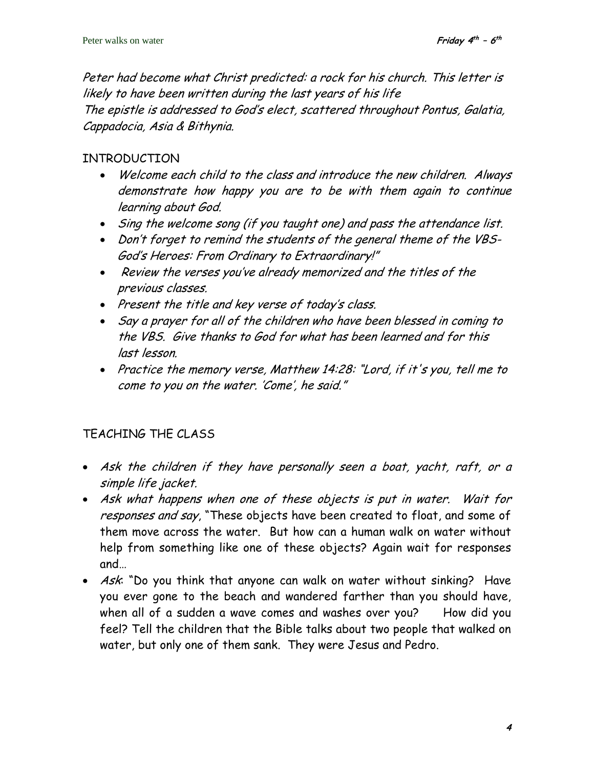*Peter had become what Christ predicted: a rock for his church. This letter is likely to have been written during the last years of his life*
*The epistle is addressed to God's elect, scattered throughout Pontus, Galatia, Cappadocia, Asia & Bithynia.*

## INTRODUCTION

- *Welcome each child to the class and introduce the new children. Always demonstrate how happy you are to be with them again to continue learning about God.*
- *Sing the welcome song (if you taught one) and pass the attendance list.*
- *Don't forget to remind the students of the general theme of the VBS- God's Heroes: From Ordinary to Extraordinary!"*
- *Review the verses you've already memorized and the titles of the previous classes.*
- *Present the title and key verse of today's class.*
- *Say a prayer for all of the children who have been blessed in coming to the VBS. Give thanks to God for what has been learned and for this last lesson.*
- *Practice the memory verse, Matthew 14:28: "Lord, if it's you, tell me to come to you on the water. 'Come', he said."*

## TEACHING THE CLASS

- *Ask the children if they have personally seen a boat, yacht, raft, or a simple life jacket.*
- *Ask what happens when one of these objects is put in water. Wait for responses and say*, "These objects have been created to float, and some of them move across the water. But how can a human walk on water without help from something like one of these objects? Again wait for responses and…
- *Ask*: "Do you think that anyone can walk on water without sinking? Have you ever gone to the beach and wandered farther than you should have, when all of a sudden a wave comes and washes over you? How did you feel? Tell the children that the Bible talks about two people that walked on water, but only one of them sank. They were Jesus and Pedro.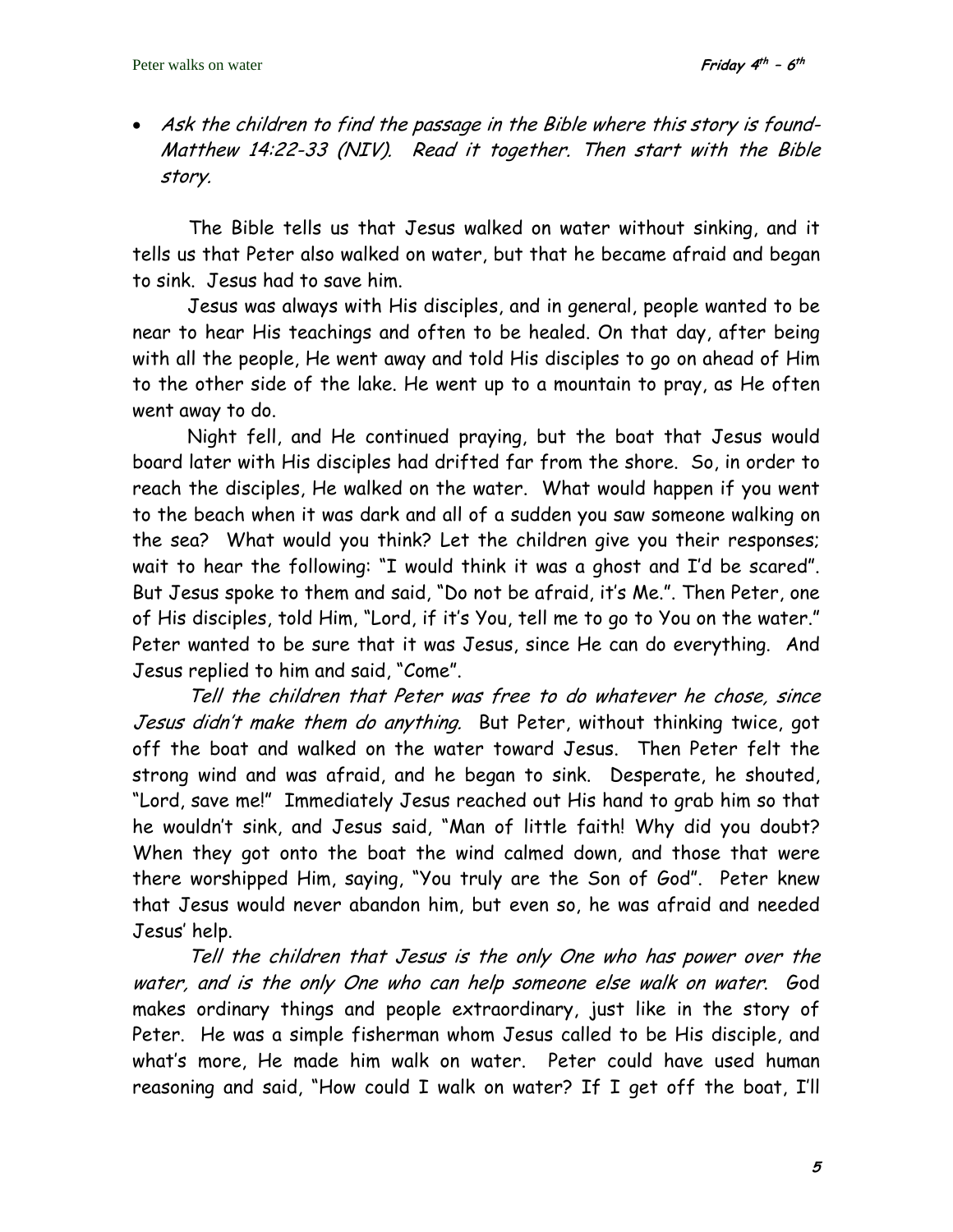- *Ask the children to find the passage in the Bible where this story is found- Matthew 14:22-33 (NIV). Read it together. Then start with the Bible story.*

The Bible tells us that Jesus walked on water without sinking, and it tells us that Peter also walked on water, but that he became afraid and began to sink. Jesus had to save him.

Jesus was always with His disciples, and in general, people wanted to be near to hear His teachings and often to be healed. On that day, after being with all the people, He went away and told His disciples to go on ahead of Him to the other side of the lake. He went up to a mountain to pray, as He often went away to do.

Night fell, and He continued praying, but the boat that Jesus would board later with His disciples had drifted far from the shore. So, in order to reach the disciples, He walked on the water. What would happen if you went to the beach when it was dark and all of a sudden you saw someone walking on the sea? What would you think? Let the children give you their responses; wait to hear the following: "I would think it was a ghost and I'd be scared". But Jesus spoke to them and said, "Do not be afraid, it's Me.". Then Peter, one of His disciples, told Him, "Lord, if it's You, tell me to go to You on the water." Peter wanted to be sure that it was Jesus, since He can do everything. And Jesus replied to him and said, "Come".

*Tell the children that Peter was free to do whatever he chose, since Jesus didn't make them do anything.* But Peter, without thinking twice, got off the boat and walked on the water toward Jesus. Then Peter felt the strong wind and was afraid, and he began to sink. Desperate, he shouted, "Lord, save me!" Immediately Jesus reached out His hand to grab him so that he wouldn't sink, and Jesus said, "Man of little faith! Why did you doubt? When they got onto the boat the wind calmed down, and those that were there worshipped Him, saying, "You truly are the Son of God". Peter knew that Jesus would never abandon him, but even so, he was afraid and needed Jesus' help.

*Tell the children that Jesus is the only One who has power over the water, and is the only One who can help someone else walk on water.* God makes ordinary things and people extraordinary, just like in the story of Peter. He was a simple fisherman whom Jesus called to be His disciple, and what's more, He made him walk on water. Peter could have used human reasoning and said, "How could I walk on water? If I get off the boat, I'll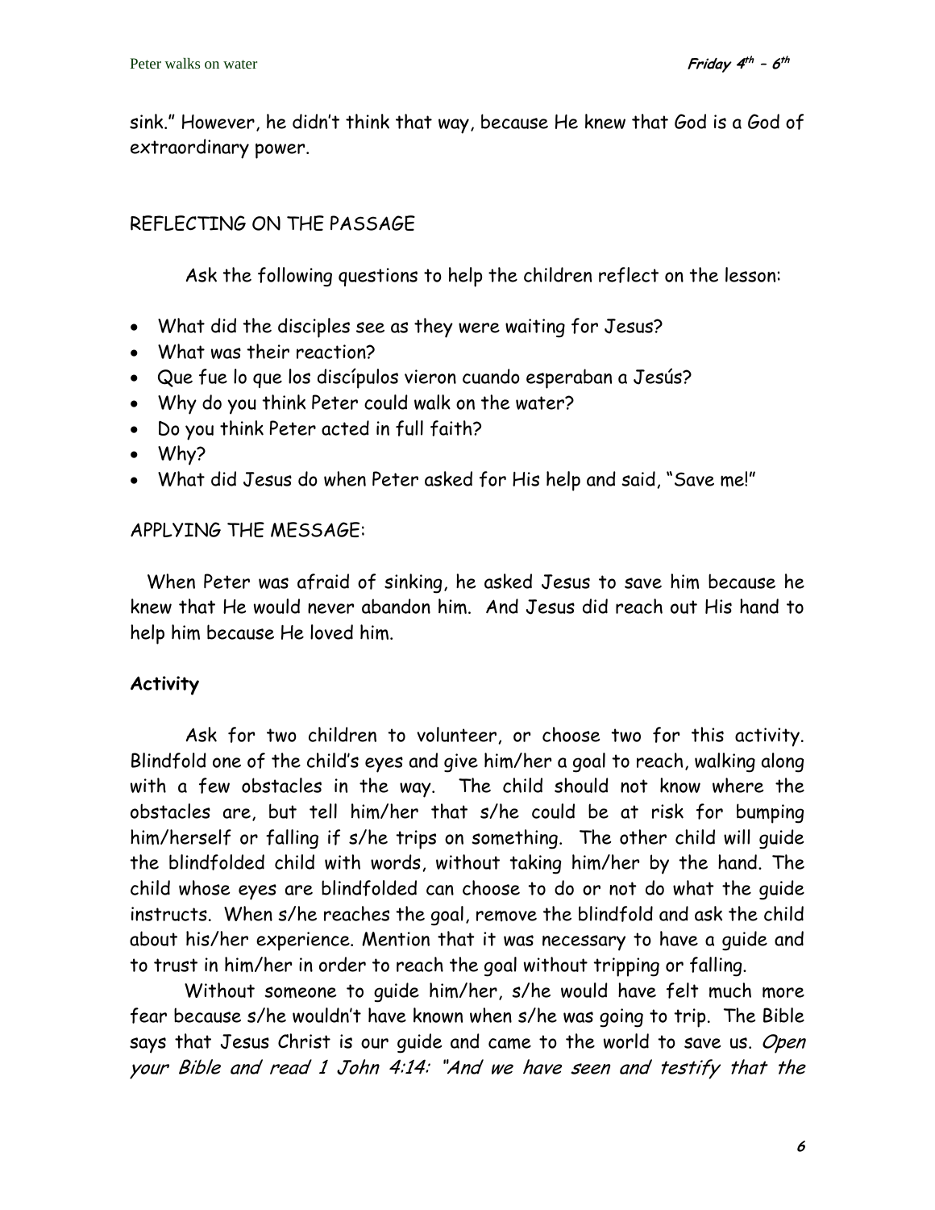sink." However, he didn't think that way, because He knew that God is a God of extraordinary power.

## REFLECTING ON THE PASSAGE

Ask the following questions to help the children reflect on the lesson:

- What did the disciples see as they were waiting for Jesus?
- What was their reaction?
- Que fue lo que los discípulos vieron cuando esperaban a Jesús?
- Why do you think Peter could walk on the water?
- Do you think Peter acted in full faith?
- Why?
- What did Jesus do when Peter asked for His help and said, "Save me!"

## APPLYING THE MESSAGE:

When Peter was afraid of sinking, he asked Jesus to save him because he knew that He would never abandon him. And Jesus did reach out His hand to help him because He loved him.

### Activity

Ask for two children to volunteer, or choose two for this activity. Blindfold one of the child's eyes and give him/her a goal to reach, walking along with a few obstacles in the way. The child should not know where the obstacles are, but tell him/her that s/he could be at risk for bumping him/herself or falling if s/he trips on something. The other child will guide the blindfolded child with words, without taking him/her by the hand. The child whose eyes are blindfolded can choose to do or not do what the guide instructs. When s/he reaches the goal, remove the blindfold and ask the child about his/her experience. Mention that it was necessary to have a guide and to trust in him/her in order to reach the goal without tripping or falling.

Without someone to guide him/her, s/he would have felt much more fear because s/he wouldn't have known when s/he was going to trip. The Bible says that Jesus Christ is our guide and came to the world to save us. *Open your Bible and read 1 John 4:14: "And we have seen and testify that the*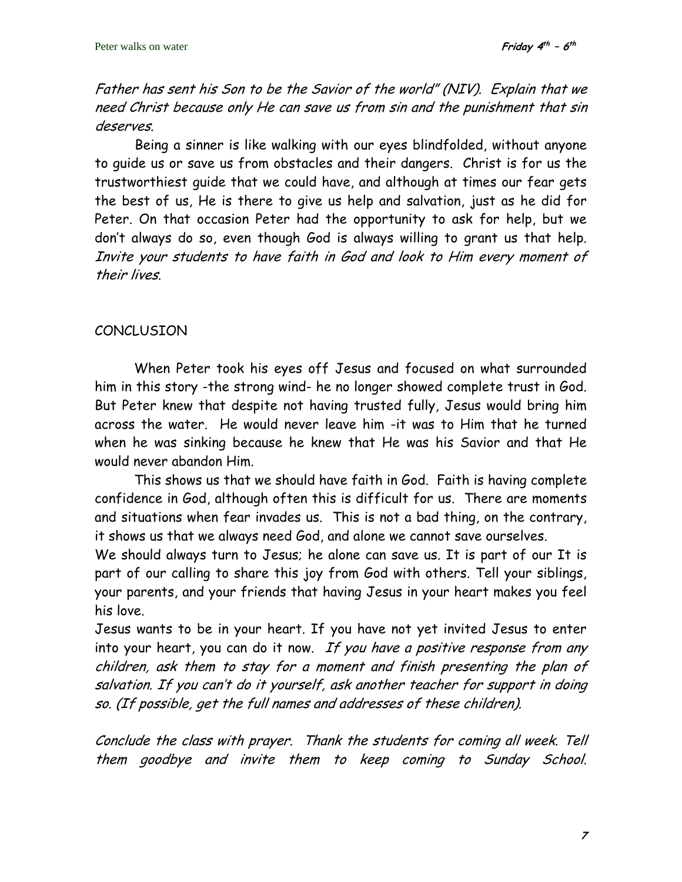*Father has sent his Son to be the Savior of the world" (NIV). Explain that we need Christ because only He can save us from sin and the punishment that sin deserves.*

Being a sinner is like walking with our eyes blindfolded, without anyone to guide us or save us from obstacles and their dangers. Christ is for us the trustworthiest guide that we could have, and although at times our fear gets the best of us, He is there to give us help and salvation, just as he did for Peter. On that occasion Peter had the opportunity to ask for help, but we don't always do so, even though God is always willing to grant us that help. *Invite your students to have faith in God and look to Him every moment of their lives.*

## CONCLUSION

When Peter took his eyes off Jesus and focused on what surrounded him in this story -the strong wind- he no longer showed complete trust in God. But Peter knew that despite not having trusted fully, Jesus would bring him across the water. He would never leave him -it was to Him that he turned when he was sinking because he knew that He was his Savior and that He would never abandon Him.

This shows us that we should have faith in God. Faith is having complete confidence in God, although often this is difficult for us. There are moments and situations when fear invades us. This is not a bad thing, on the contrary, it shows us that we always need God, and alone we cannot save ourselves.

We should always turn to Jesus; he alone can save us. It is part of our It is part of our calling to share this joy from God with others. Tell your siblings, your parents, and your friends that having Jesus in your heart makes you feel his love.

Jesus wants to be in your heart. If you have not yet invited Jesus to enter into your heart, you can do it now. *If you have a positive response from any children, ask them to stay for a moment and finish presenting the plan of salvation. If you can't do it yourself, ask another teacher for support in doing so. (If possible, get the full names and addresses of these children).*

*Conclude the class with prayer. Thank the students for coming all week. Tell them goodbye and invite them to keep coming to Sunday School.*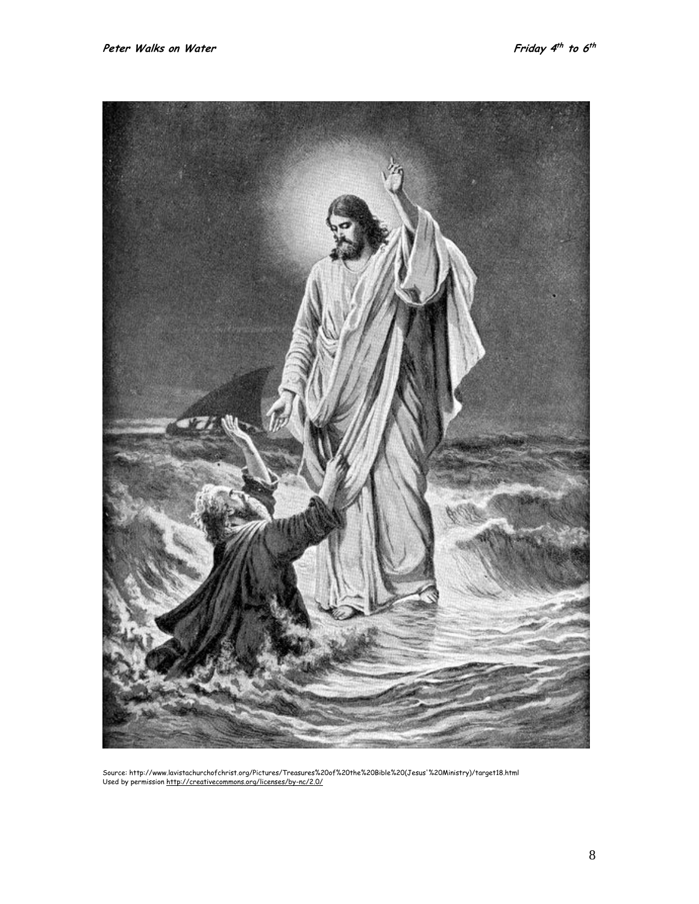Source: http://www.lavistachurchofchrist.org/Pictures/Treasures%20of%20the%20Bible%20(Jesus'%20Ministry)/target18.html
Used by permission http://creativecommons.org/licenses/by-nc/2.0/